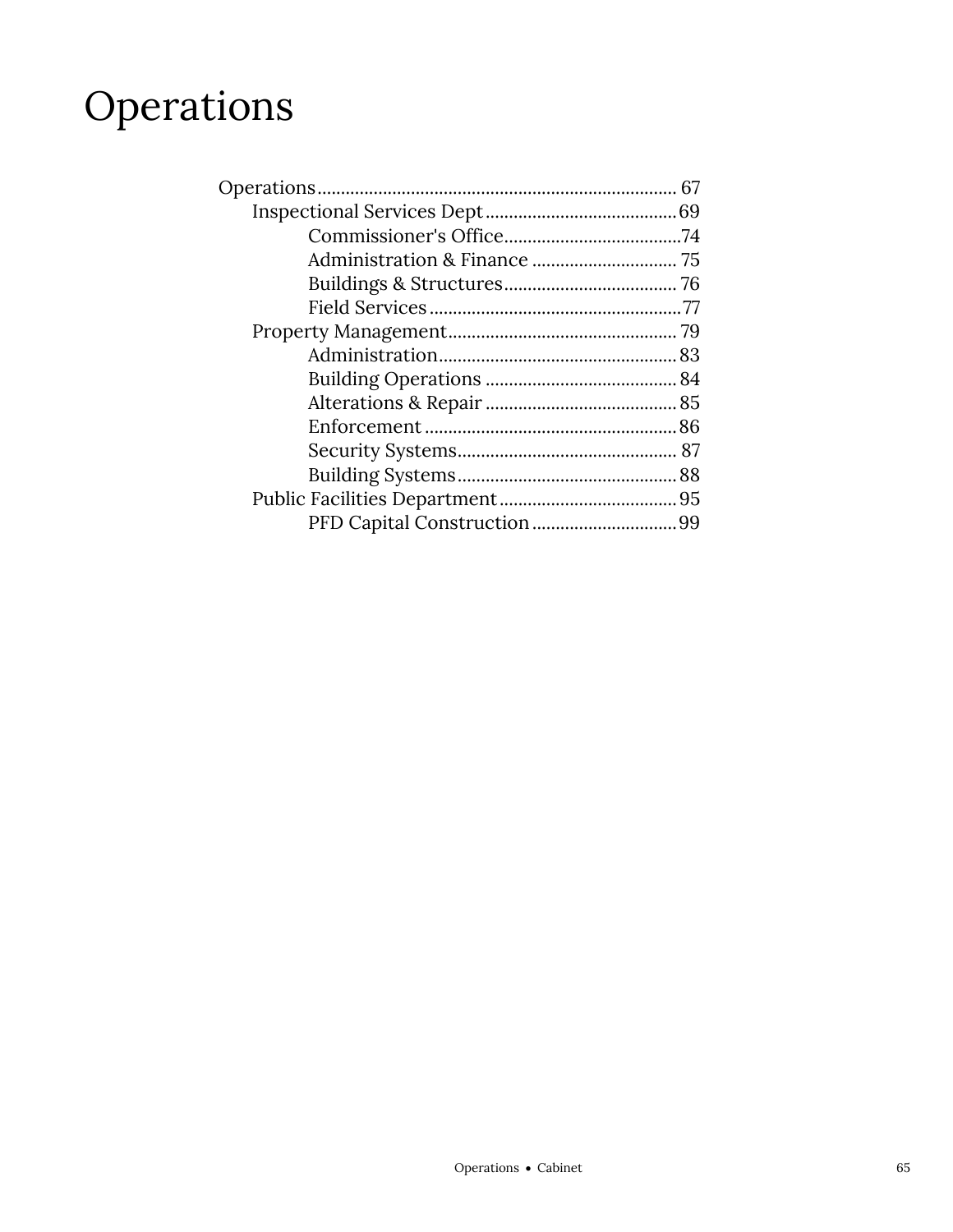# Operations

- Operations ........................................................................ 67
  - Inspectional Services Dept ........................................ 69
    - Commissioner's Office ...................................... 74
    - Administration & Finance ............................... 75
    - Buildings & Structures ..................................... 76
    - Field Services ..................................................... 77
  - Property Management ................................................ 79
    - Administration .................................................. 83
    - Building Operations ......................................... 84
    - Alterations & Repair ......................................... 85
    - Enforcement ...................................................... 86
    - Security Systems .............................................. 87
    - Building Systems ............................................... 88
  - Public Facilities Department ...................................... 95
    - PFD Capital Construction ............................... 99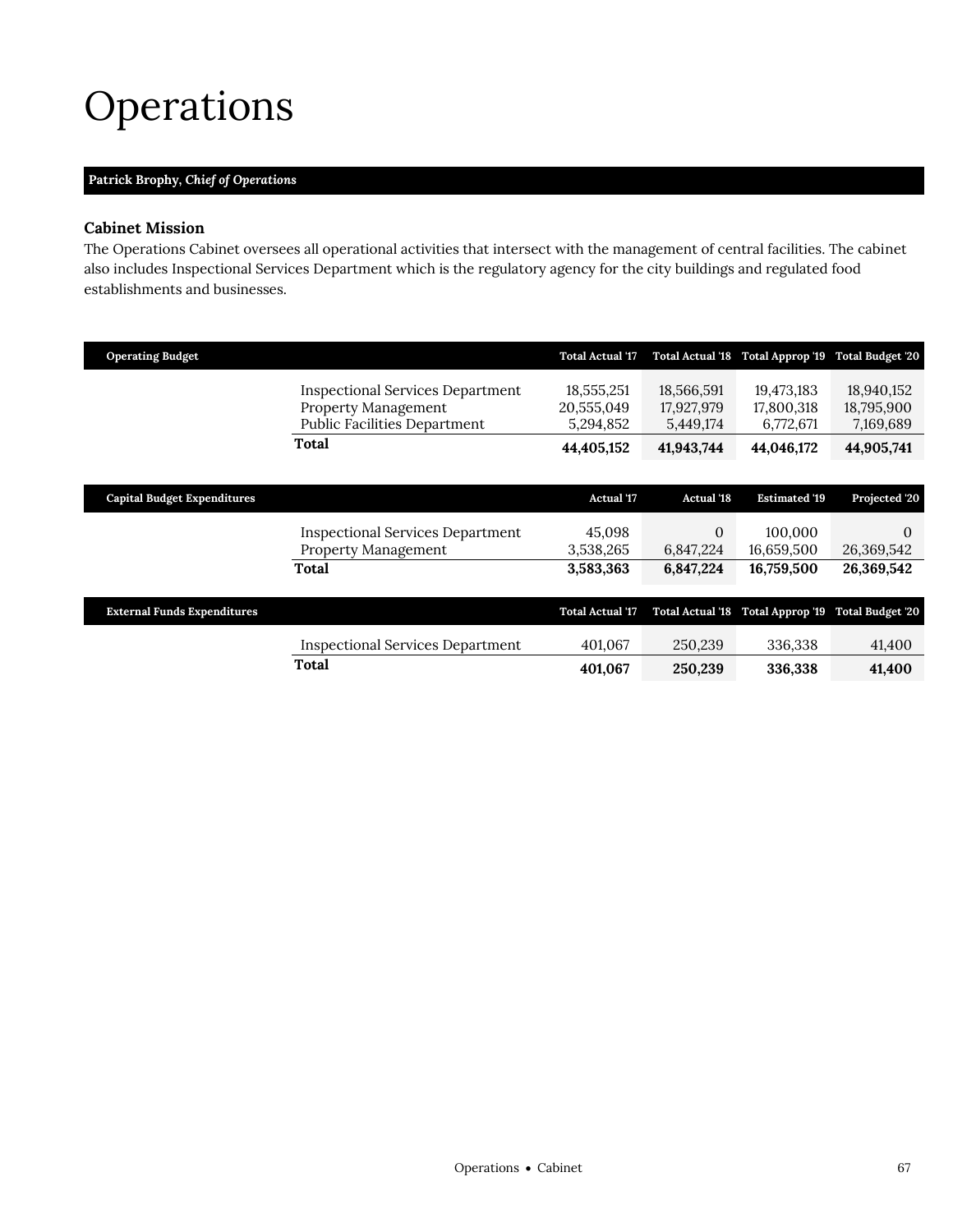# Operations

**Patrick Brophy,** ***Chief of Operations***

### Cabinet Mission

The Operations Cabinet oversees all operational activities that intersect with the management of central facilities. The cabinet also includes Inspectional Services Department which is the regulatory agency for the city buildings and regulated food establishments and businesses.

| Operating Budget | Total Actual '17 | Total Actual '18 | Total Approp '19 | Total Budget '20 |
|---|---|---|---|---|
| Inspectional Services Department | 18,555,251 | 18,566,591 | 19,473,183 | 18,940,152 |
| Property Management | 20,555,049 | 17,927,979 | 17,800,318 | 18,795,900 |
| Public Facilities Department | 5,294,852 | 5,449,174 | 6,772,671 | 7,169,689 |
| **Total** | **44,405,152** | **41,943,744** | **44,046,172** | **44,905,741** |

| Capital Budget Expenditures | Actual '17 | Actual '18 | Estimated '19 | Projected '20 |
|---|---|---|---|---|
| Inspectional Services Department | 45,098 | 0 | 100,000 | 0 |
| Property Management | 3,538,265 | 6,847,224 | 16,659,500 | 26,369,542 |
| **Total** | **3,583,363** | **6,847,224** | **16,759,500** | **26,369,542** |

| External Funds Expenditures | Total Actual '17 | Total Actual '18 | Total Approp '19 | Total Budget '20 |
|---|---|---|---|---|
| Inspectional Services Department | 401,067 | 250,239 | 336,338 | 41,400 |
| **Total** | **401,067** | **250,239** | **336,338** | **41,400** |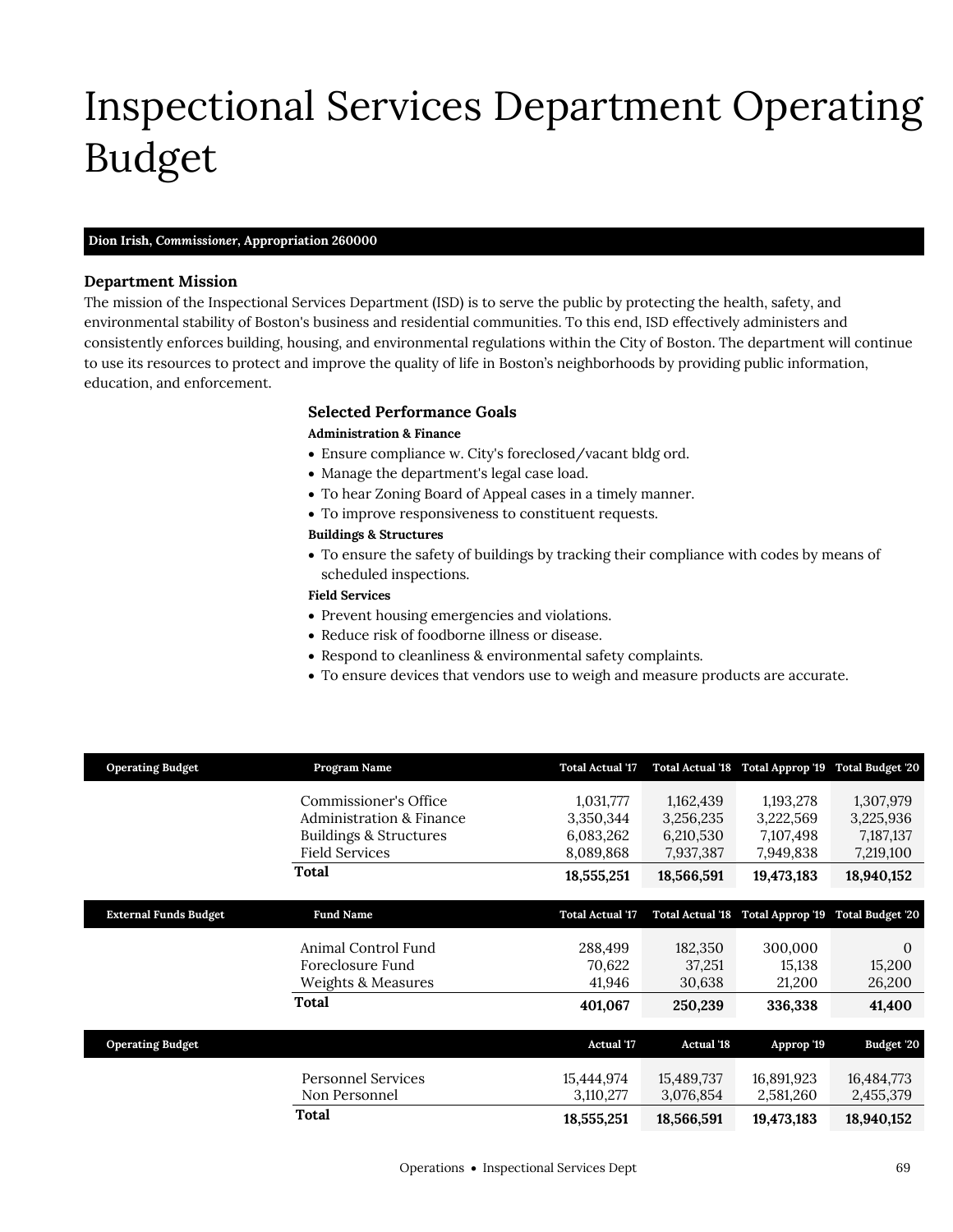# Inspectional Services Department Operating Budget

**Dion Irish, *Commissioner*, Appropriation 260000**

### Department Mission

The mission of the Inspectional Services Department (ISD) is to serve the public by protecting the health, safety, and environmental stability of Boston's business and residential communities. To this end, ISD effectively administers and consistently enforces building, housing, and environmental regulations within the City of Boston. The department will continue to use its resources to protect and improve the quality of life in Boston's neighborhoods by providing public information, education, and enforcement.

### Selected Performance Goals

**Administration & Finance**

- Ensure compliance w. City's foreclosed/vacant bldg ord.
- Manage the department's legal case load.
- To hear Zoning Board of Appeal cases in a timely manner.
- To improve responsiveness to constituent requests.

**Buildings & Structures**

- To ensure the safety of buildings by tracking their compliance with codes by means of scheduled inspections.

**Field Services**

- Prevent housing emergencies and violations.
- Reduce risk of foodborne illness or disease.
- Respond to cleanliness & environmental safety complaints.
- To ensure devices that vendors use to weigh and measure products are accurate.

| Operating Budget | Program Name | Total Actual '17 | Total Actual '18 | Total Approp '19 | Total Budget '20 |
|---|---|---|---|---|---|
| | Commissioner's Office | 1,031,777 | 1,162,439 | 1,193,278 | 1,307,979 |
| | Administration & Finance | 3,350,344 | 3,256,235 | 3,222,569 | 3,225,936 |
| | Buildings & Structures | 6,083,262 | 6,210,530 | 7,107,498 | 7,187,137 |
| | Field Services | 8,089,868 | 7,937,387 | 7,949,838 | 7,219,100 |
| | **Total** | **18,555,251** | **18,566,591** | **19,473,183** | **18,940,152** |

| External Funds Budget | Fund Name | Total Actual '17 | Total Actual '18 | Total Approp '19 | Total Budget '20 |
|---|---|---|---|---|---|
| | Animal Control Fund | 288,499 | 182,350 | 300,000 | 0 |
| | Foreclosure Fund | 70,622 | 37,251 | 15,138 | 15,200 |
| | Weights & Measures | 41,946 | 30,638 | 21,200 | 26,200 |
| | **Total** | **401,067** | **250,239** | **336,338** | **41,400** |

| Operating Budget | | Actual '17 | Actual '18 | Approp '19 | Budget '20 |
|---|---|---|---|---|---|
| | Personnel Services | 15,444,974 | 15,489,737 | 16,891,923 | 16,484,773 |
| | Non Personnel | 3,110,277 | 3,076,854 | 2,581,260 | 2,455,379 |
| | **Total** | **18,555,251** | **18,566,591** | **19,473,183** | **18,940,152** |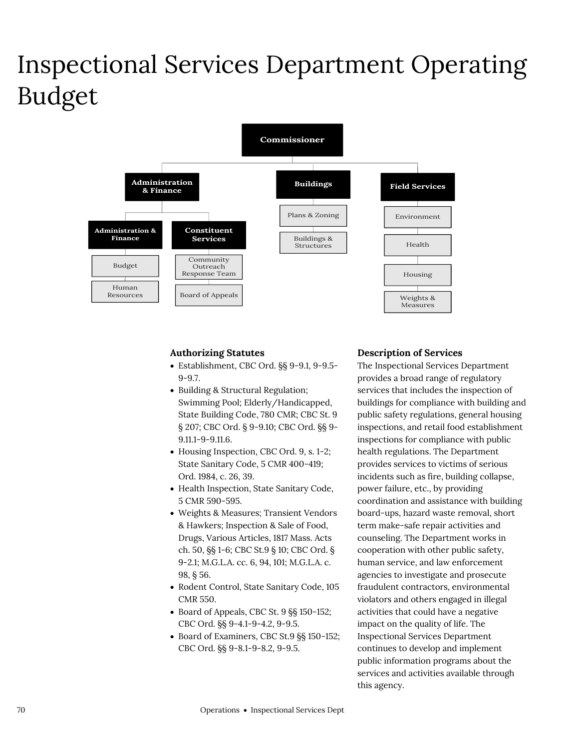# Inspectional Services Department Operating Budget

- Commissioner
  - Administration & Finance
    - Administration & Finance
      - Budget
      - Human Resources
    - Constituent Services
      - Community Outreach Response Team
      - Board of Appeals
  - Buildings
    - Plans & Zoning
    - Buildings & Structures
  - Field Services
    - Environment
    - Health
    - Housing
    - Weights & Measures

### Authorizing Statutes

- Establishment, CBC Ord. §§ 9-9.1, 9-9.5-9-9.7.
- Building & Structural Regulation; Swimming Pool; Elderly/Handicapped, State Building Code, 780 CMR; CBC St. 9 § 207; CBC Ord. § 9-9.10; CBC Ord. §§ 9-9.11.1-9-9.11.6.
- Housing Inspection, CBC Ord. 9, s. 1-2; State Sanitary Code, 5 CMR 400-419; Ord. 1984, c. 26, 39.
- Health Inspection, State Sanitary Code, 5 CMR 590-595.
- Weights & Measures; Transient Vendors & Hawkers; Inspection & Sale of Food, Drugs, Various Articles, 1817 Mass. Acts ch. 50, §§ 1-6; CBC St.9 § 10; CBC Ord. § 9-2.1; M.G.L.A. cc. 6, 94, 101; M.G.L.A. c. 98, § 56.
- Rodent Control, State Sanitary Code, 105 CMR 550.
- Board of Appeals, CBC St. 9 §§ 150-152; CBC Ord. §§ 9-4.1-9-4.2, 9-9.5.
- Board of Examiners, CBC St.9 §§ 150-152; CBC Ord. §§ 9-8.1-9-8.2, 9-9.5.

### Description of Services

The Inspectional Services Department provides a broad range of regulatory services that includes the inspection of buildings for compliance with building and public safety regulations, general housing inspections, and retail food establishment inspections for compliance with public health regulations. The Department provides services to victims of serious incidents such as fire, building collapse, power failure, etc., by providing coordination and assistance with building board-ups, hazard waste removal, short term make-safe repair activities and counseling. The Department works in cooperation with other public safety, human service, and law enforcement agencies to investigate and prosecute fraudulent contractors, environmental violators and others engaged in illegal activities that could have a negative impact on the quality of life. The Inspectional Services Department continues to develop and implement public information programs about the services and activities available through this agency.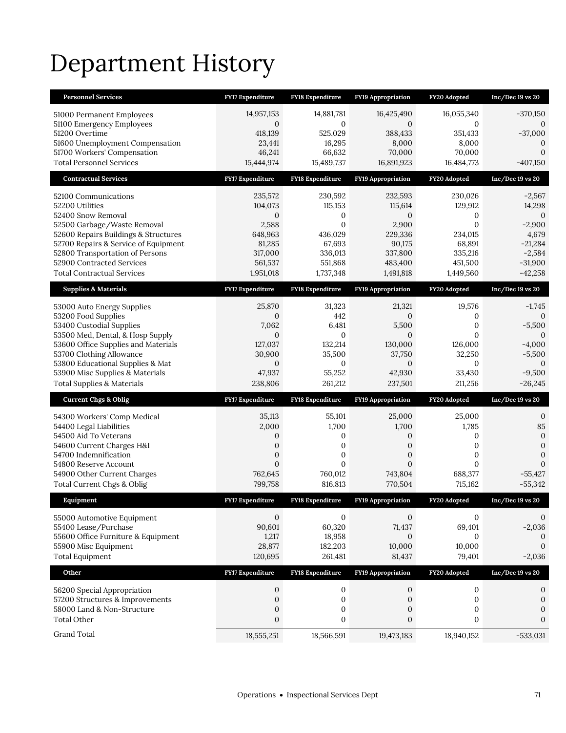# Department History

| Personnel Services | FY17 Expenditure | FY18 Expenditure | FY19 Appropriation | FY20 Adopted | Inc/Dec 19 vs 20 |
|---|---|---|---|---|---|
| 51000 Permanent Employees | 14,957,153 | 14,881,781 | 16,425,490 | 16,055,340 | -370,150 |
| 51100 Emergency Employees | 0 | 0 | 0 | 0 | 0 |
| 51200 Overtime | 418,139 | 525,029 | 388,433 | 351,433 | -37,000 |
| 51600 Unemployment Compensation | 23,441 | 16,295 | 8,000 | 8,000 | 0 |
| 51700 Workers' Compensation | 46,241 | 66,632 | 70,000 | 70,000 | 0 |
| Total Personnel Services | 15,444,974 | 15,489,737 | 16,891,923 | 16,484,773 | -407,150 |
| **Contractual Services** | **FY17 Expenditure** | **FY18 Expenditure** | **FY19 Appropriation** | **FY20 Adopted** | **Inc/Dec 19 vs 20** |
| 52100 Communications | 235,572 | 230,592 | 232,593 | 230,026 | -2,567 |
| 52200 Utilities | 104,073 | 115,153 | 115,614 | 129,912 | 14,298 |
| 52400 Snow Removal | 0 | 0 | 0 | 0 | 0 |
| 52500 Garbage/Waste Removal | 2,588 | 0 | 2,900 | 0 | -2,900 |
| 52600 Repairs Buildings & Structures | 648,963 | 436,029 | 229,336 | 234,015 | 4,679 |
| 52700 Repairs & Service of Equipment | 81,285 | 67,693 | 90,175 | 68,891 | -21,284 |
| 52800 Transportation of Persons | 317,000 | 336,013 | 337,800 | 335,216 | -2,584 |
| 52900 Contracted Services | 561,537 | 551,868 | 483,400 | 451,500 | -31,900 |
| Total Contractual Services | 1,951,018 | 1,737,348 | 1,491,818 | 1,449,560 | -42,258 |
| **Supplies & Materials** | **FY17 Expenditure** | **FY18 Expenditure** | **FY19 Appropriation** | **FY20 Adopted** | **Inc/Dec 19 vs 20** |
| 53000 Auto Energy Supplies | 25,870 | 31,323 | 21,321 | 19,576 | -1,745 |
| 53200 Food Supplies | 0 | 442 | 0 | 0 | 0 |
| 53400 Custodial Supplies | 7,062 | 6,481 | 5,500 | 0 | -5,500 |
| 53500 Med, Dental, & Hosp Supply | 0 | 0 | 0 | 0 | 0 |
| 53600 Office Supplies and Materials | 127,037 | 132,214 | 130,000 | 126,000 | -4,000 |
| 53700 Clothing Allowance | 30,900 | 35,500 | 37,750 | 32,250 | -5,500 |
| 53800 Educational Supplies & Mat | 0 | 0 | 0 | 0 | 0 |
| 53900 Misc Supplies & Materials | 47,937 | 55,252 | 42,930 | 33,430 | -9,500 |
| Total Supplies & Materials | 238,806 | 261,212 | 237,501 | 211,256 | -26,245 |
| **Current Chgs & Oblig** | **FY17 Expenditure** | **FY18 Expenditure** | **FY19 Appropriation** | **FY20 Adopted** | **Inc/Dec 19 vs 20** |
| 54300 Workers' Comp Medical | 35,113 | 55,101 | 25,000 | 25,000 | 0 |
| 54400 Legal Liabilities | 2,000 | 1,700 | 1,700 | 1,785 | 85 |
| 54500 Aid To Veterans | 0 | 0 | 0 | 0 | 0 |
| 54600 Current Charges H&I | 0 | 0 | 0 | 0 | 0 |
| 54700 Indemnification | 0 | 0 | 0 | 0 | 0 |
| 54800 Reserve Account | 0 | 0 | 0 | 0 | 0 |
| 54900 Other Current Charges | 762,645 | 760,012 | 743,804 | 688,377 | -55,427 |
| Total Current Chgs & Oblig | 799,758 | 816,813 | 770,504 | 715,162 | -55,342 |
| **Equipment** | **FY17 Expenditure** | **FY18 Expenditure** | **FY19 Appropriation** | **FY20 Adopted** | **Inc/Dec 19 vs 20** |
| 55000 Automotive Equipment | 0 | 0 | 0 | 0 | 0 |
| 55400 Lease/Purchase | 90,601 | 60,320 | 71,437 | 69,401 | -2,036 |
| 55600 Office Furniture & Equipment | 1,217 | 18,958 | 0 | 0 | 0 |
| 55900 Misc Equipment | 28,877 | 182,203 | 10,000 | 10,000 | 0 |
| Total Equipment | 120,695 | 261,481 | 81,437 | 79,401 | -2,036 |
| **Other** | **FY17 Expenditure** | **FY18 Expenditure** | **FY19 Appropriation** | **FY20 Adopted** | **Inc/Dec 19 vs 20** |
| 56200 Special Appropriation | 0 | 0 | 0 | 0 | 0 |
| 57200 Structures & Improvements | 0 | 0 | 0 | 0 | 0 |
| 58000 Land & Non-Structure | 0 | 0 | 0 | 0 | 0 |
| Total Other | 0 | 0 | 0 | 0 | 0 |
| Grand Total | 18,555,251 | 18,566,591 | 19,473,183 | 18,940,152 | -533,031 |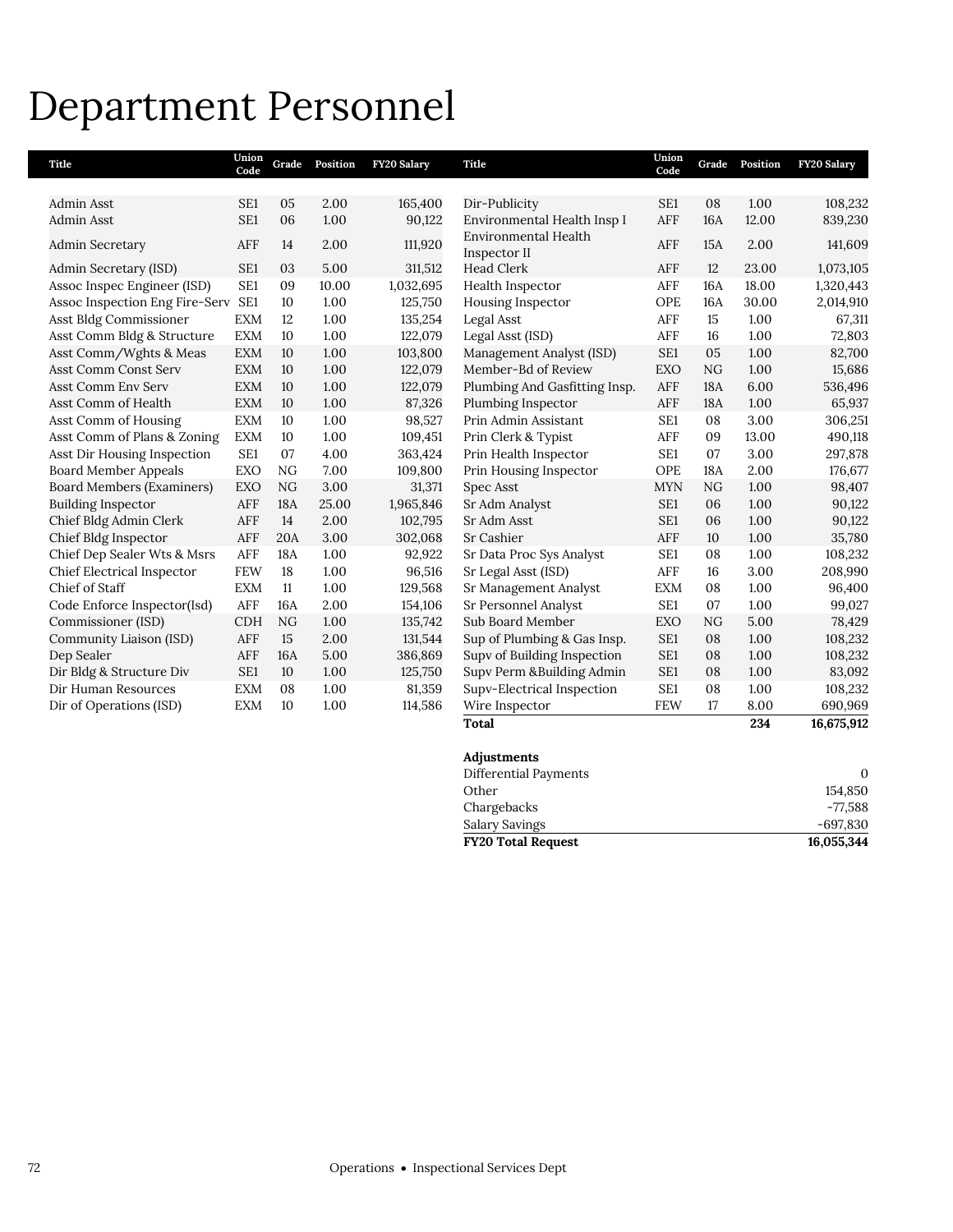# Department Personnel

| Title | Union Code | Grade | Position | FY20 Salary |
|---|---|---|---|---|
| Admin Asst | SE1 | 05 | 2.00 | 165,400 |
| Admin Asst | SE1 | 06 | 1.00 | 90,122 |
| Admin Secretary | AFF | 14 | 2.00 | 111,920 |
| Admin Secretary (ISD) | SE1 | 03 | 5.00 | 311,512 |
| Assoc Inspec Engineer (ISD) | SE1 | 09 | 10.00 | 1,032,695 |
| Assoc Inspection Eng Fire-Serv | SE1 | 10 | 1.00 | 125,750 |
| Asst Bldg Commissioner | EXM | 12 | 1.00 | 135,254 |
| Asst Comm Bldg & Structure | EXM | 10 | 1.00 | 122,079 |
| Asst Comm/Wghts & Meas | EXM | 10 | 1.00 | 103,800 |
| Asst Comm Const Serv | EXM | 10 | 1.00 | 122,079 |
| Asst Comm Env Serv | EXM | 10 | 1.00 | 122,079 |
| Asst Comm of Health | EXM | 10 | 1.00 | 87,326 |
| Asst Comm of Housing | EXM | 10 | 1.00 | 98,527 |
| Asst Comm of Plans & Zoning | EXM | 10 | 1.00 | 109,451 |
| Asst Dir Housing Inspection | SE1 | 07 | 4.00 | 363,424 |
| Board Member Appeals | EXO | NG | 7.00 | 109,800 |
| Board Members (Examiners) | EXO | NG | 3.00 | 31,371 |
| Building Inspector | AFF | 18A | 25.00 | 1,965,846 |
| Chief Bldg Admin Clerk | AFF | 14 | 2.00 | 102,795 |
| Chief Bldg Inspector | AFF | 20A | 3.00 | 302,068 |
| Chief Dep Sealer Wts & Msrs | AFF | 18A | 1.00 | 92,922 |
| Chief Electrical Inspector | FEW | 18 | 1.00 | 96,516 |
| Chief of Staff | EXM | 11 | 1.00 | 129,568 |
| Code Enforce Inspector(Isd) | AFF | 16A | 2.00 | 154,106 |
| Commissioner (ISD) | CDH | NG | 1.00 | 135,742 |
| Community Liaison (ISD) | AFF | 15 | 2.00 | 131,544 |
| Dep Sealer | AFF | 16A | 5.00 | 386,869 |
| Dir Bldg & Structure Div | SE1 | 10 | 1.00 | 125,750 |
| Dir Human Resources | EXM | 08 | 1.00 | 81,359 |
| Dir of Operations (ISD) | EXM | 10 | 1.00 | 114,586 |
| Dir-Publicity | SE1 | 08 | 1.00 | 108,232 |
| Environmental Health Insp I | AFF | 16A | 12.00 | 839,230 |
| Environmental Health Inspector II | AFF | 15A | 2.00 | 141,609 |
| Head Clerk | AFF | 12 | 23.00 | 1,073,105 |
| Health Inspector | AFF | 16A | 18.00 | 1,320,443 |
| Housing Inspector | OPE | 16A | 30.00 | 2,014,910 |
| Legal Asst | AFF | 15 | 1.00 | 67,311 |
| Legal Asst (ISD) | AFF | 16 | 1.00 | 72,803 |
| Management Analyst (ISD) | SE1 | 05 | 1.00 | 82,700 |
| Member-Bd of Review | EXO | NG | 1.00 | 15,686 |
| Plumbing And Gasfitting Insp. | AFF | 18A | 6.00 | 536,496 |
| Plumbing Inspector | AFF | 18A | 1.00 | 65,937 |
| Prin Admin Assistant | SE1 | 08 | 3.00 | 306,251 |
| Prin Clerk & Typist | AFF | 09 | 13.00 | 490,118 |
| Prin Health Inspector | SE1 | 07 | 3.00 | 297,878 |
| Prin Housing Inspector | OPE | 18A | 2.00 | 176,677 |
| Spec Asst | MYN | NG | 1.00 | 98,407 |
| Sr Adm Analyst | SE1 | 06 | 1.00 | 90,122 |
| Sr Adm Asst | SE1 | 06 | 1.00 | 90,122 |
| Sr Cashier | AFF | 10 | 1.00 | 35,780 |
| Sr Data Proc Sys Analyst | SE1 | 08 | 1.00 | 108,232 |
| Sr Legal Asst (ISD) | AFF | 16 | 3.00 | 208,990 |
| Sr Management Analyst | EXM | 08 | 1.00 | 96,400 |
| Sr Personnel Analyst | SE1 | 07 | 1.00 | 99,027 |
| Sub Board Member | EXO | NG | 5.00 | 78,429 |
| Sup of Plumbing & Gas Insp. | SE1 | 08 | 1.00 | 108,232 |
| Supv of Building Inspection | SE1 | 08 | 1.00 | 108,232 |
| Supv Perm &Building Admin | SE1 | 08 | 1.00 | 83,092 |
| Supv-Electrical Inspection | SE1 | 08 | 1.00 | 108,232 |
| Wire Inspector | FEW | 17 | 8.00 | 690,969 |
| **Total** | | | **234** | **16,675,912** |

| **Adjustments** | |
|---|---|
| Differential Payments | 0 |
| Other | 154,850 |
| Chargebacks | -77,588 |
| Salary Savings | -697,830 |
| **FY20 Total Request** | **16,055,344** |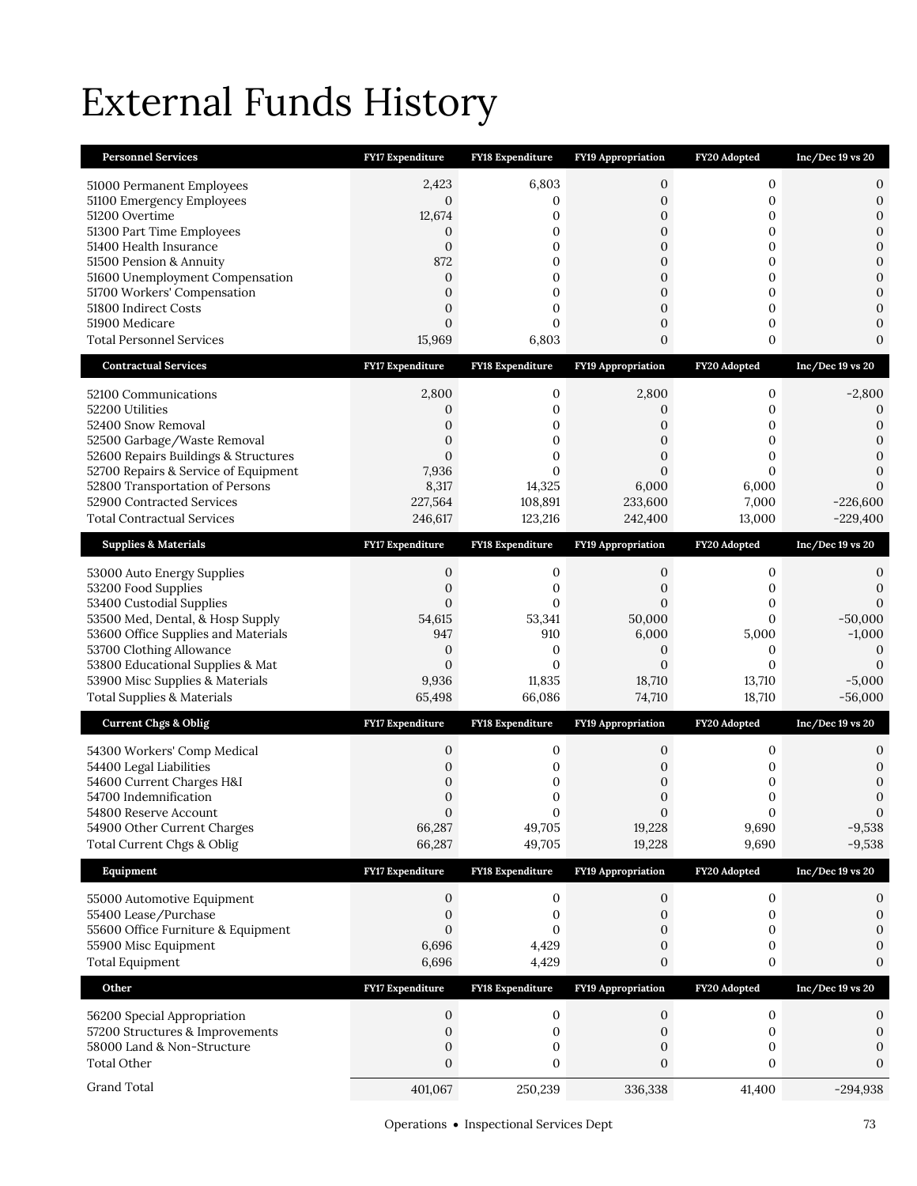# External Funds History

| Personnel Services | FY17 Expenditure | FY18 Expenditure | FY19 Appropriation | FY20 Adopted | Inc/Dec 19 vs 20 |
|---|---|---|---|---|---|
| 51000 Permanent Employees | 2,423 | 6,803 | 0 | 0 | 0 |
| 51100 Emergency Employees | 0 | 0 | 0 | 0 | 0 |
| 51200 Overtime | 12,674 | 0 | 0 | 0 | 0 |
| 51300 Part Time Employees | 0 | 0 | 0 | 0 | 0 |
| 51400 Health Insurance | 0 | 0 | 0 | 0 | 0 |
| 51500 Pension & Annuity | 872 | 0 | 0 | 0 | 0 |
| 51600 Unemployment Compensation | 0 | 0 | 0 | 0 | 0 |
| 51700 Workers' Compensation | 0 | 0 | 0 | 0 | 0 |
| 51800 Indirect Costs | 0 | 0 | 0 | 0 | 0 |
| 51900 Medicare | 0 | 0 | 0 | 0 | 0 |
| Total Personnel Services | 15,969 | 6,803 | 0 | 0 | 0 |
| **Contractual Services** | **FY17 Expenditure** | **FY18 Expenditure** | **FY19 Appropriation** | **FY20 Adopted** | **Inc/Dec 19 vs 20** |
| 52100 Communications | 2,800 | 0 | 2,800 | 0 | -2,800 |
| 52200 Utilities | 0 | 0 | 0 | 0 | 0 |
| 52400 Snow Removal | 0 | 0 | 0 | 0 | 0 |
| 52500 Garbage/Waste Removal | 0 | 0 | 0 | 0 | 0 |
| 52600 Repairs Buildings & Structures | 0 | 0 | 0 | 0 | 0 |
| 52700 Repairs & Service of Equipment | 7,936 | 0 | 0 | 0 | 0 |
| 52800 Transportation of Persons | 8,317 | 14,325 | 6,000 | 6,000 | 0 |
| 52900 Contracted Services | 227,564 | 108,891 | 233,600 | 7,000 | -226,600 |
| Total Contractual Services | 246,617 | 123,216 | 242,400 | 13,000 | -229,400 |
| **Supplies & Materials** | **FY17 Expenditure** | **FY18 Expenditure** | **FY19 Appropriation** | **FY20 Adopted** | **Inc/Dec 19 vs 20** |
| 53000 Auto Energy Supplies | 0 | 0 | 0 | 0 | 0 |
| 53200 Food Supplies | 0 | 0 | 0 | 0 | 0 |
| 53400 Custodial Supplies | 0 | 0 | 0 | 0 | 0 |
| 53500 Med, Dental, & Hosp Supply | 54,615 | 53,341 | 50,000 | 0 | -50,000 |
| 53600 Office Supplies and Materials | 947 | 910 | 6,000 | 5,000 | -1,000 |
| 53700 Clothing Allowance | 0 | 0 | 0 | 0 | 0 |
| 53800 Educational Supplies & Mat | 0 | 0 | 0 | 0 | 0 |
| 53900 Misc Supplies & Materials | 9,936 | 11,835 | 18,710 | 13,710 | -5,000 |
| Total Supplies & Materials | 65,498 | 66,086 | 74,710 | 18,710 | -56,000 |
| **Current Chgs & Oblig** | **FY17 Expenditure** | **FY18 Expenditure** | **FY19 Appropriation** | **FY20 Adopted** | **Inc/Dec 19 vs 20** |
| 54300 Workers' Comp Medical | 0 | 0 | 0 | 0 | 0 |
| 54400 Legal Liabilities | 0 | 0 | 0 | 0 | 0 |
| 54600 Current Charges H&I | 0 | 0 | 0 | 0 | 0 |
| 54700 Indemnification | 0 | 0 | 0 | 0 | 0 |
| 54800 Reserve Account | 0 | 0 | 0 | 0 | 0 |
| 54900 Other Current Charges | 66,287 | 49,705 | 19,228 | 9,690 | -9,538 |
| Total Current Chgs & Oblig | 66,287 | 49,705 | 19,228 | 9,690 | -9,538 |
| **Equipment** | **FY17 Expenditure** | **FY18 Expenditure** | **FY19 Appropriation** | **FY20 Adopted** | **Inc/Dec 19 vs 20** |
| 55000 Automotive Equipment | 0 | 0 | 0 | 0 | 0 |
| 55400 Lease/Purchase | 0 | 0 | 0 | 0 | 0 |
| 55600 Office Furniture & Equipment | 0 | 0 | 0 | 0 | 0 |
| 55900 Misc Equipment | 6,696 | 4,429 | 0 | 0 | 0 |
| Total Equipment | 6,696 | 4,429 | 0 | 0 | 0 |
| **Other** | **FY17 Expenditure** | **FY18 Expenditure** | **FY19 Appropriation** | **FY20 Adopted** | **Inc/Dec 19 vs 20** |
| 56200 Special Appropriation | 0 | 0 | 0 | 0 | 0 |
| 57200 Structures & Improvements | 0 | 0 | 0 | 0 | 0 |
| 58000 Land & Non-Structure | 0 | 0 | 0 | 0 | 0 |
| Total Other | 0 | 0 | 0 | 0 | 0 |
| Grand Total | 401,067 | 250,239 | 336,338 | 41,400 | -294,938 |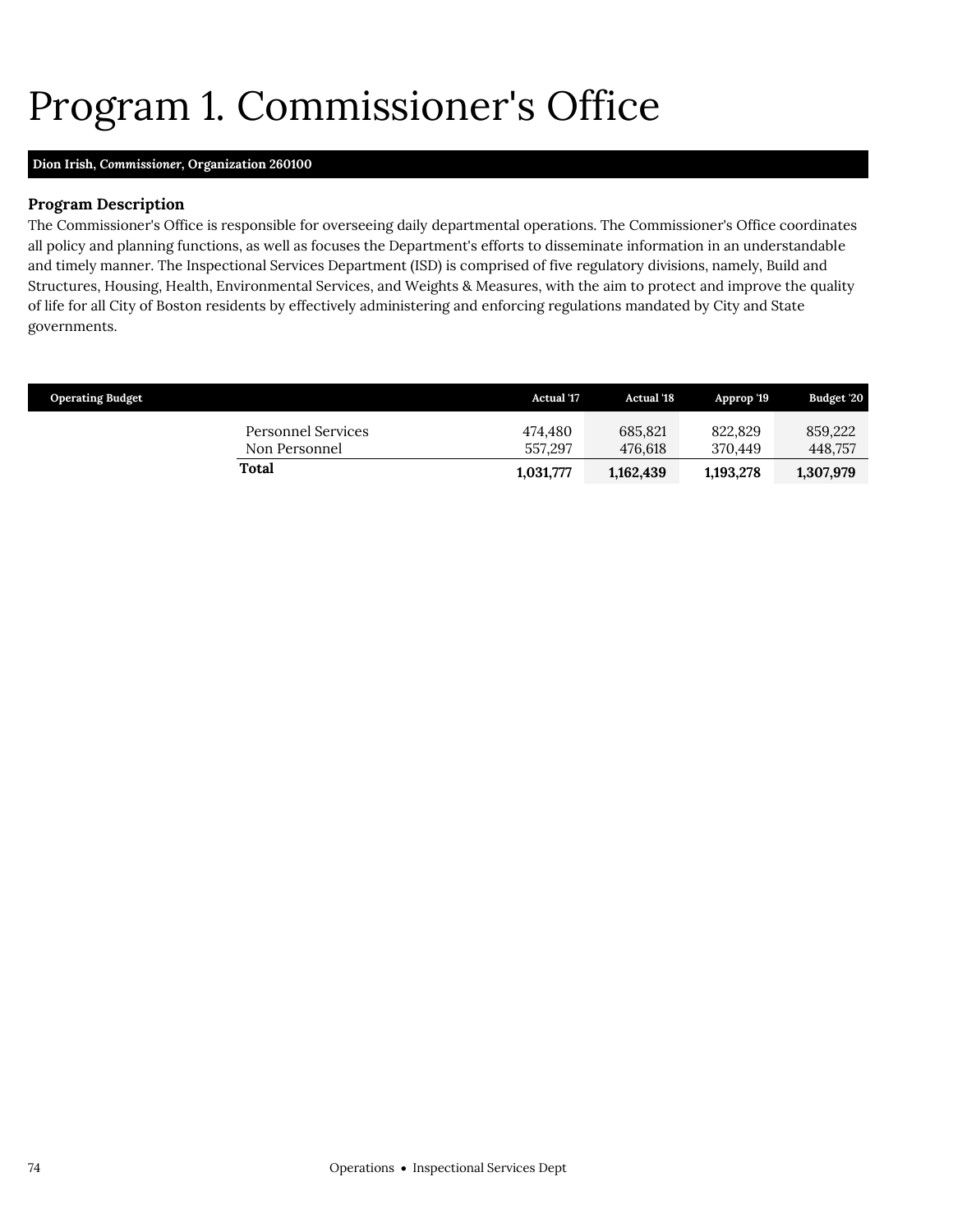# Program 1. Commissioner's Office

**Dion Irish, *Commissioner*, Organization 260100**

### Program Description

The Commissioner's Office is responsible for overseeing daily departmental operations. The Commissioner's Office coordinates all policy and planning functions, as well as focuses the Department's efforts to disseminate information in an understandable and timely manner. The Inspectional Services Department (ISD) is comprised of five regulatory divisions, namely, Build and Structures, Housing, Health, Environmental Services, and Weights & Measures, with the aim to protect and improve the quality of life for all City of Boston residents by effectively administering and enforcing regulations mandated by City and State governments.

| Operating Budget | Actual '17 | Actual '18 | Approp '19 | Budget '20 |
|---|---|---|---|---|
| Personnel Services | 474,480 | 685,821 | 822,829 | 859,222 |
| Non Personnel | 557,297 | 476,618 | 370,449 | 448,757 |
| **Total** | **1,031,777** | **1,162,439** | **1,193,278** | **1,307,979** |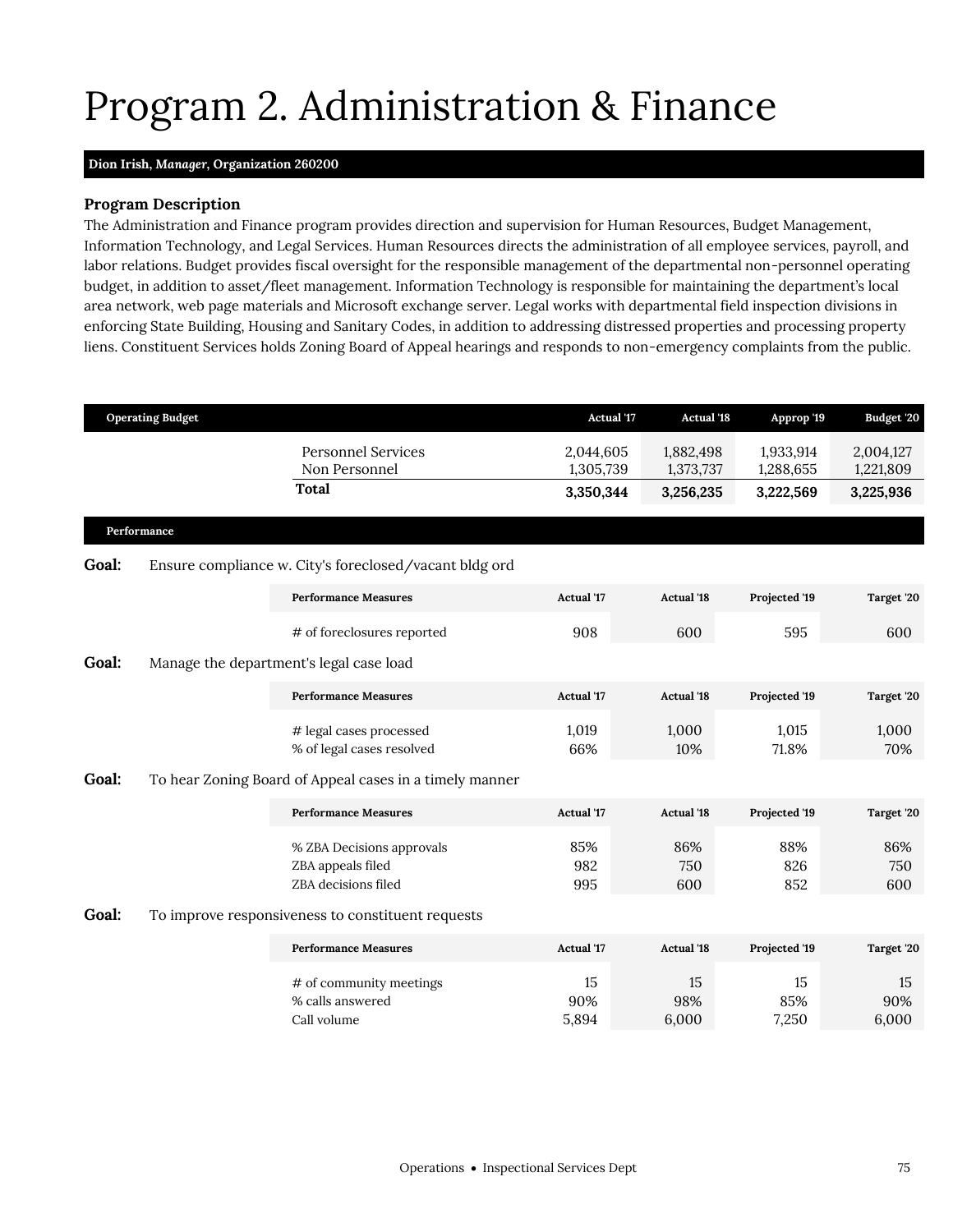# Program 2. Administration & Finance

**Dion Irish, *Manager*, Organization 260200**

### Program Description

The Administration and Finance program provides direction and supervision for Human Resources, Budget Management, Information Technology, and Legal Services. Human Resources directs the administration of all employee services, payroll, and labor relations. Budget provides fiscal oversight for the responsible management of the departmental non-personnel operating budget, in addition to asset/fleet management. Information Technology is responsible for maintaining the department's local area network, web page materials and Microsoft exchange server. Legal works with departmental field inspection divisions in enforcing State Building, Housing and Sanitary Codes, in addition to addressing distressed properties and processing property liens. Constituent Services holds Zoning Board of Appeal hearings and responds to non-emergency complaints from the public.

| Operating Budget | Actual '17 | Actual '18 | Approp '19 | Budget '20 |
|---|---|---|---|---|
| Personnel Services | 2,044,605 | 1,882,498 | 1,933,914 | 2,004,127 |
| Non Personnel | 1,305,739 | 1,373,737 | 1,288,655 | 1,221,809 |
| **Total** | **3,350,344** | **3,256,235** | **3,222,569** | **3,225,936** |

### Performance

**Goal:** Ensure compliance w. City's foreclosed/vacant bldg ord

| Performance Measures | Actual '17 | Actual '18 | Projected '19 | Target '20 |
|---|---|---|---|---|
| # of foreclosures reported | 908 | 600 | 595 | 600 |

**Goal:** Manage the department's legal case load

| Performance Measures | Actual '17 | Actual '18 | Projected '19 | Target '20 |
|---|---|---|---|---|
| # legal cases processed | 1,019 | 1,000 | 1,015 | 1,000 |
| % of legal cases resolved | 66% | 10% | 71.8% | 70% |

**Goal:** To hear Zoning Board of Appeal cases in a timely manner

| Performance Measures | Actual '17 | Actual '18 | Projected '19 | Target '20 |
|---|---|---|---|---|
| % ZBA Decisions approvals | 85% | 86% | 88% | 86% |
| ZBA appeals filed | 982 | 750 | 826 | 750 |
| ZBA decisions filed | 995 | 600 | 852 | 600 |

**Goal:** To improve responsiveness to constituent requests

| Performance Measures | Actual '17 | Actual '18 | Projected '19 | Target '20 |
|---|---|---|---|---|
| # of community meetings | 15 | 15 | 15 | 15 |
| % calls answered | 90% | 98% | 85% | 90% |
| Call volume | 5,894 | 6,000 | 7,250 | 6,000 |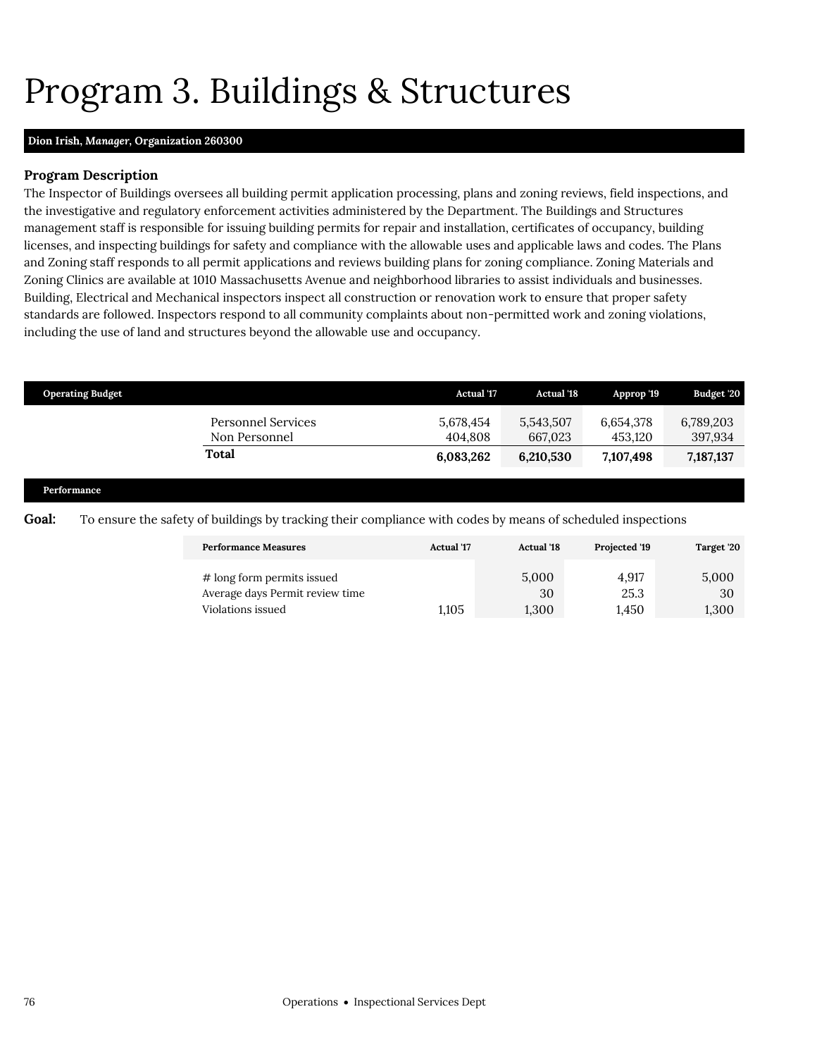# Program 3. Buildings & Structures

**Dion Irish, *Manager*, Organization 260300**

### Program Description

The Inspector of Buildings oversees all building permit application processing, plans and zoning reviews, field inspections, and the investigative and regulatory enforcement activities administered by the Department. The Buildings and Structures management staff is responsible for issuing building permits for repair and installation, certificates of occupancy, building licenses, and inspecting buildings for safety and compliance with the allowable uses and applicable laws and codes. The Plans and Zoning staff responds to all permit applications and reviews building plans for zoning compliance. Zoning Materials and Zoning Clinics are available at 1010 Massachusetts Avenue and neighborhood libraries to assist individuals and businesses. Building, Electrical and Mechanical inspectors inspect all construction or renovation work to ensure that proper safety standards are followed. Inspectors respond to all community complaints about non-permitted work and zoning violations, including the use of land and structures beyond the allowable use and occupancy.

| Operating Budget | Actual '17 | Actual '18 | Approp '19 | Budget '20 |
|---|---|---|---|---|
| Personnel Services | 5,678,454 | 5,543,507 | 6,654,378 | 6,789,203 |
| Non Personnel | 404,808 | 667,023 | 453,120 | 397,934 |
| **Total** | **6,083,262** | **6,210,530** | **7,107,498** | **7,187,137** |

**Performance**

**Goal:** To ensure the safety of buildings by tracking their compliance with codes by means of scheduled inspections

| Performance Measures | Actual '17 | Actual '18 | Projected '19 | Target '20 |
|---|---|---|---|---|
| # long form permits issued | | 5,000 | 4,917 | 5,000 |
| Average days Permit review time | | 30 | 25.3 | 30 |
| Violations issued | 1,105 | 1,300 | 1,450 | 1,300 |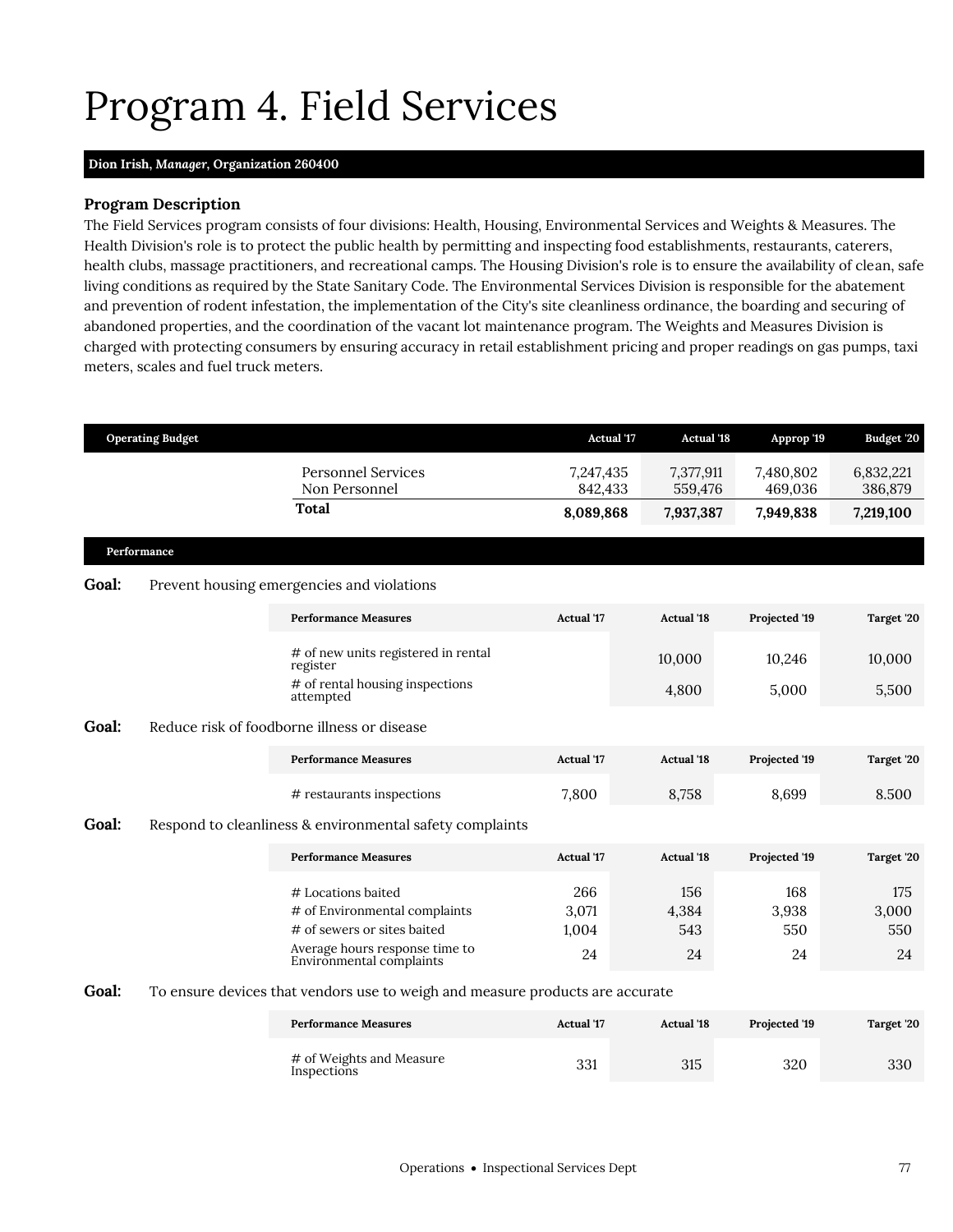# Program 4. Field Services

**Dion Irish, *Manager*, Organization 260400**

### Program Description

The Field Services program consists of four divisions: Health, Housing, Environmental Services and Weights & Measures. The Health Division's role is to protect the public health by permitting and inspecting food establishments, restaurants, caterers, health clubs, massage practitioners, and recreational camps. The Housing Division's role is to ensure the availability of clean, safe living conditions as required by the State Sanitary Code. The Environmental Services Division is responsible for the abatement and prevention of rodent infestation, the implementation of the City's site cleanliness ordinance, the boarding and securing of abandoned properties, and the coordination of the vacant lot maintenance program. The Weights and Measures Division is charged with protecting consumers by ensuring accuracy in retail establishment pricing and proper readings on gas pumps, taxi meters, scales and fuel truck meters.

| Operating Budget | Actual '17 | Actual '18 | Approp '19 | Budget '20 |
|---|---|---|---|---|
| Personnel Services | 7,247,435 | 7,377,911 | 7,480,802 | 6,832,221 |
| Non Personnel | 842,433 | 559,476 | 469,036 | 386,879 |
| **Total** | **8,089,868** | **7,937,387** | **7,949,838** | **7,219,100** |

### Performance

**Goal:** Prevent housing emergencies and violations

| Performance Measures | Actual '17 | Actual '18 | Projected '19 | Target '20 |
|---|---|---|---|---|
| # of new units registered in rental register | | 10,000 | 10,246 | 10,000 |
| # of rental housing inspections attempted | | 4,800 | 5,000 | 5,500 |

**Goal:** Reduce risk of foodborne illness or disease

| Performance Measures | Actual '17 | Actual '18 | Projected '19 | Target '20 |
|---|---|---|---|---|
| # restaurants inspections | 7,800 | 8,758 | 8,699 | 8.500 |

**Goal:** Respond to cleanliness & environmental safety complaints

| Performance Measures | Actual '17 | Actual '18 | Projected '19 | Target '20 |
|---|---|---|---|---|
| # Locations baited | 266 | 156 | 168 | 175 |
| # of Environmental complaints | 3,071 | 4,384 | 3,938 | 3,000 |
| # of sewers or sites baited | 1,004 | 543 | 550 | 550 |
| Average hours response time to Environmental complaints | 24 | 24 | 24 | 24 |

**Goal:** To ensure devices that vendors use to weigh and measure products are accurate

| Performance Measures | Actual '17 | Actual '18 | Projected '19 | Target '20 |
|---|---|---|---|---|
| # of Weights and Measure Inspections | 331 | 315 | 320 | 330 |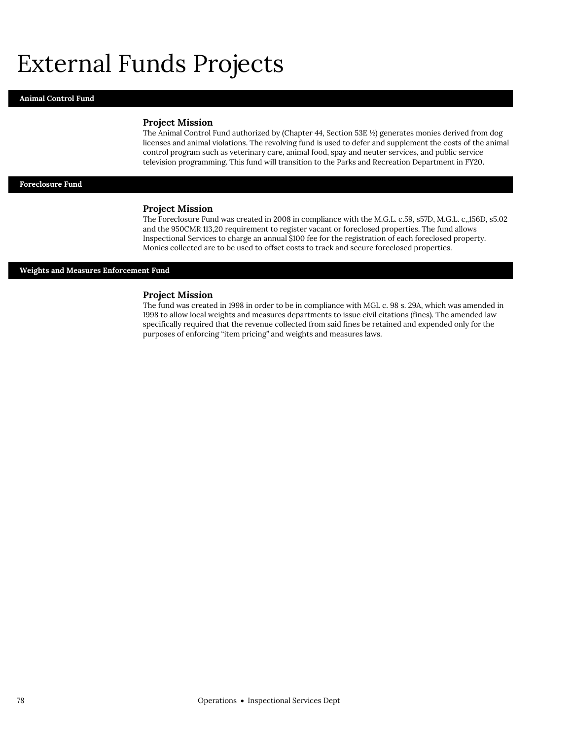# External Funds Projects

## Animal Control Fund

### Project Mission

The Animal Control Fund authorized by (Chapter 44, Section 53E ½) generates monies derived from dog licenses and animal violations. The revolving fund is used to defer and supplement the costs of the animal control program such as veterinary care, animal food, spay and neuter services, and public service television programming. This fund will transition to the Parks and Recreation Department in FY20.

## Foreclosure Fund

### Project Mission

The Foreclosure Fund was created in 2008 in compliance with the M.G.L. c.59, s57D, M.G.L. c,,156D, s5.02 and the 950CMR 113,20 requirement to register vacant or foreclosed properties. The fund allows Inspectional Services to charge an annual $100 fee for the registration of each foreclosed property. Monies collected are to be used to offset costs to track and secure foreclosed properties.

## Weights and Measures Enforcement Fund

### Project Mission

The fund was created in 1998 in order to be in compliance with MGL c. 98 s. 29A, which was amended in 1998 to allow local weights and measures departments to issue civil citations (fines). The amended law specifically required that the revenue collected from said fines be retained and expended only for the purposes of enforcing "item pricing" and weights and measures laws.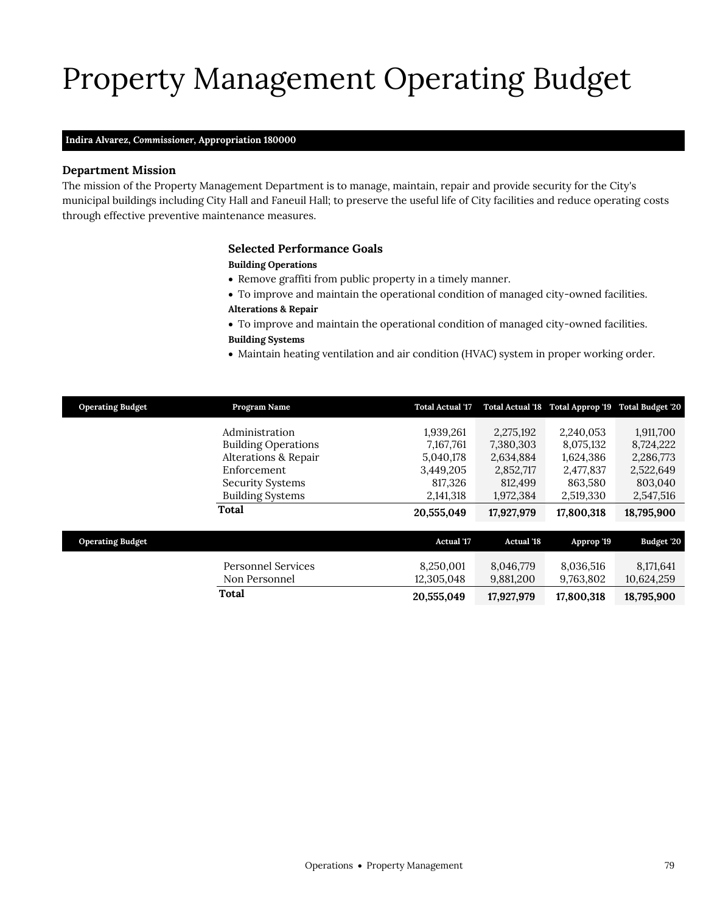# Property Management Operating Budget

**Indira Alvarez, *Commissioner*, Appropriation 180000**

### Department Mission

The mission of the Property Management Department is to manage, maintain, repair and provide security for the City's municipal buildings including City Hall and Faneuil Hall; to preserve the useful life of City facilities and reduce operating costs through effective preventive maintenance measures.

### Selected Performance Goals

**Building Operations**

- Remove graffiti from public property in a timely manner.
- To improve and maintain the operational condition of managed city-owned facilities.

**Alterations & Repair**

- To improve and maintain the operational condition of managed city-owned facilities.

**Building Systems**

- Maintain heating ventilation and air condition (HVAC) system in proper working order.

| Operating Budget | Program Name | Total Actual '17 | Total Actual '18 | Total Approp '19 | Total Budget '20 |
|---|---|---|---|---|---|
| | Administration | 1,939,261 | 2,275,192 | 2,240,053 | 1,911,700 |
| | Building Operations | 7,167,761 | 7,380,303 | 8,075,132 | 8,724,222 |
| | Alterations & Repair | 5,040,178 | 2,634,884 | 1,624,386 | 2,286,773 |
| | Enforcement | 3,449,205 | 2,852,717 | 2,477,837 | 2,522,649 |
| | Security Systems | 817,326 | 812,499 | 863,580 | 803,040 |
| | Building Systems | 2,141,318 | 1,972,384 | 2,519,330 | 2,547,516 |
| | **Total** | **20,555,049** | **17,927,979** | **17,800,318** | **18,795,900** |

| Operating Budget | | Actual '17 | Actual '18 | Approp '19 | Budget '20 |
|---|---|---|---|---|---|
| | Personnel Services | 8,250,001 | 8,046,779 | 8,036,516 | 8,171,641 |
| | Non Personnel | 12,305,048 | 9,881,200 | 9,763,802 | 10,624,259 |
| | **Total** | **20,555,049** | **17,927,979** | **17,800,318** | **18,795,900** |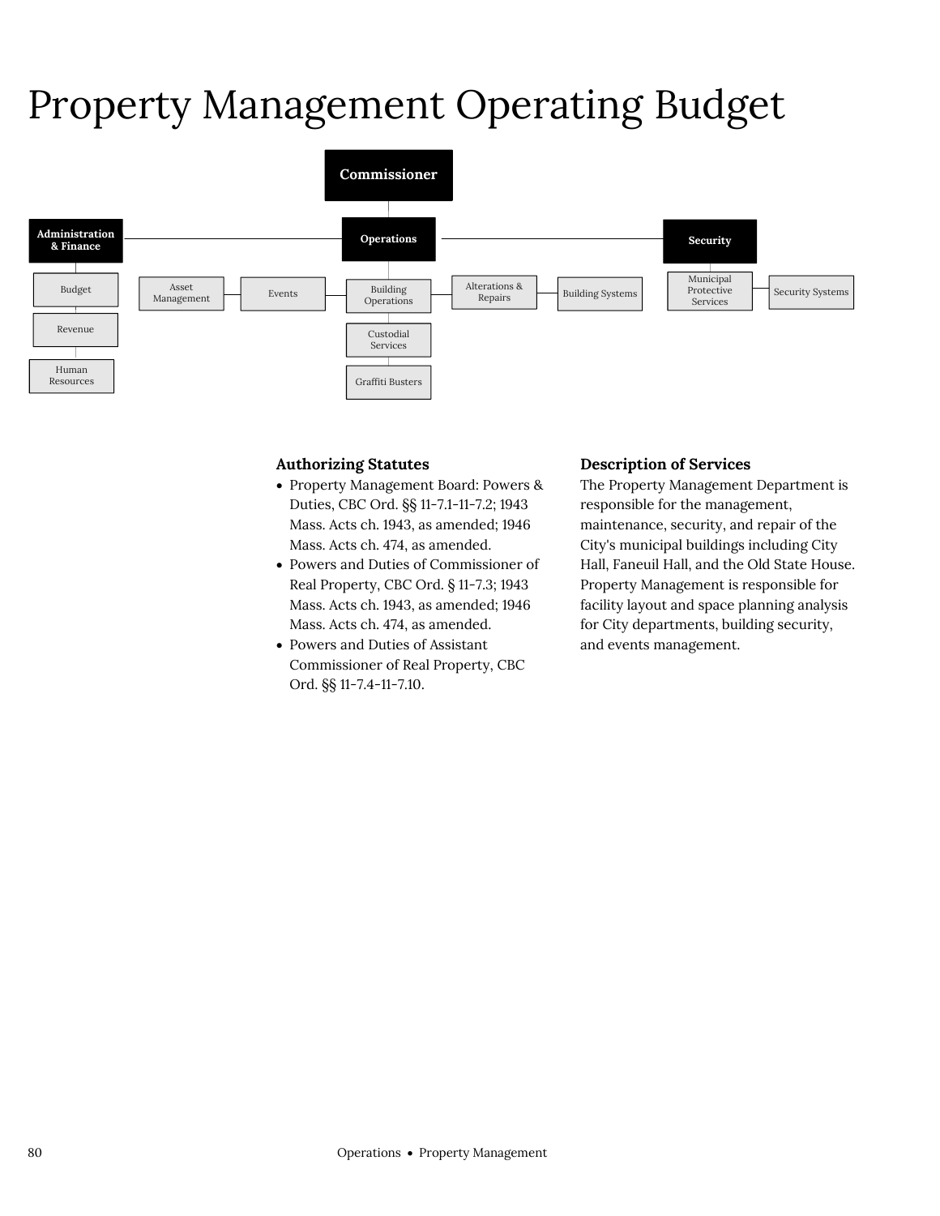# Property Management Operating Budget

Commissioner

- Administration & Finance
  - Budget
  - Revenue
  - Human Resources
- Operations
  - Asset Management
  - Events
  - Building Operations
  - Custodial Services
  - Graffiti Busters
  - Alterations & Repairs
  - Building Systems
- Security
  - Municipal Protective Services
  - Security Systems

### Authorizing Statutes

- Property Management Board: Powers & Duties, CBC Ord. §§ 11-7.1-11-7.2; 1943 Mass. Acts ch. 1943, as amended; 1946 Mass. Acts ch. 474, as amended.
- Powers and Duties of Commissioner of Real Property, CBC Ord. § 11-7.3; 1943 Mass. Acts ch. 1943, as amended; 1946 Mass. Acts ch. 474, as amended.
- Powers and Duties of Assistant Commissioner of Real Property, CBC Ord. §§ 11-7.4-11-7.10.

### Description of Services

The Property Management Department is responsible for the management, maintenance, security, and repair of the City's municipal buildings including City Hall, Faneuil Hall, and the Old State House. Property Management is responsible for facility layout and space planning analysis for City departments, building security, and events management.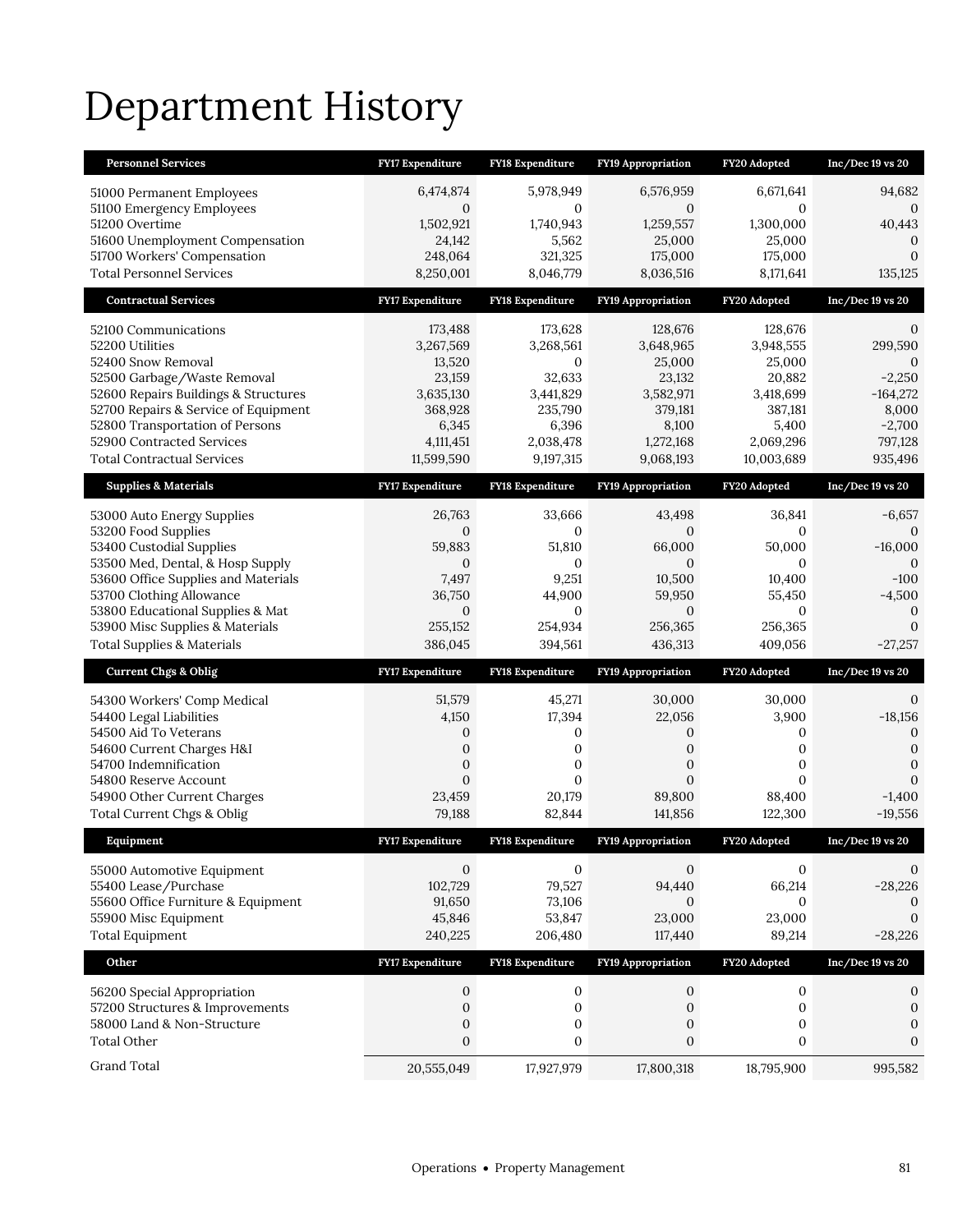# Department History

| Personnel Services | FY17 Expenditure | FY18 Expenditure | FY19 Appropriation | FY20 Adopted | Inc/Dec 19 vs 20 |
|---|---|---|---|---|---|
| 51000 Permanent Employees | 6,474,874 | 5,978,949 | 6,576,959 | 6,671,641 | 94,682 |
| 51100 Emergency Employees | 0 | 0 | 0 | 0 | 0 |
| 51200 Overtime | 1,502,921 | 1,740,943 | 1,259,557 | 1,300,000 | 40,443 |
| 51600 Unemployment Compensation | 24,142 | 5,562 | 25,000 | 25,000 | 0 |
| 51700 Workers' Compensation | 248,064 | 321,325 | 175,000 | 175,000 | 0 |
| Total Personnel Services | 8,250,001 | 8,046,779 | 8,036,516 | 8,171,641 | 135,125 |
| **Contractual Services** | **FY17 Expenditure** | **FY18 Expenditure** | **FY19 Appropriation** | **FY20 Adopted** | **Inc/Dec 19 vs 20** |
| 52100 Communications | 173,488 | 173,628 | 128,676 | 128,676 | 0 |
| 52200 Utilities | 3,267,569 | 3,268,561 | 3,648,965 | 3,948,555 | 299,590 |
| 52400 Snow Removal | 13,520 | 0 | 25,000 | 25,000 | 0 |
| 52500 Garbage/Waste Removal | 23,159 | 32,633 | 23,132 | 20,882 | -2,250 |
| 52600 Repairs Buildings & Structures | 3,635,130 | 3,441,829 | 3,582,971 | 3,418,699 | -164,272 |
| 52700 Repairs & Service of Equipment | 368,928 | 235,790 | 379,181 | 387,181 | 8,000 |
| 52800 Transportation of Persons | 6,345 | 6,396 | 8,100 | 5,400 | -2,700 |
| 52900 Contracted Services | 4,111,451 | 2,038,478 | 1,272,168 | 2,069,296 | 797,128 |
| Total Contractual Services | 11,599,590 | 9,197,315 | 9,068,193 | 10,003,689 | 935,496 |
| **Supplies & Materials** | **FY17 Expenditure** | **FY18 Expenditure** | **FY19 Appropriation** | **FY20 Adopted** | **Inc/Dec 19 vs 20** |
| 53000 Auto Energy Supplies | 26,763 | 33,666 | 43,498 | 36,841 | -6,657 |
| 53200 Food Supplies | 0 | 0 | 0 | 0 | 0 |
| 53400 Custodial Supplies | 59,883 | 51,810 | 66,000 | 50,000 | -16,000 |
| 53500 Med, Dental, & Hosp Supply | 0 | 0 | 0 | 0 | 0 |
| 53600 Office Supplies and Materials | 7,497 | 9,251 | 10,500 | 10,400 | -100 |
| 53700 Clothing Allowance | 36,750 | 44,900 | 59,950 | 55,450 | -4,500 |
| 53800 Educational Supplies & Mat | 0 | 0 | 0 | 0 | 0 |
| 53900 Misc Supplies & Materials | 255,152 | 254,934 | 256,365 | 256,365 | 0 |
| Total Supplies & Materials | 386,045 | 394,561 | 436,313 | 409,056 | -27,257 |
| **Current Chgs & Oblig** | **FY17 Expenditure** | **FY18 Expenditure** | **FY19 Appropriation** | **FY20 Adopted** | **Inc/Dec 19 vs 20** |
| 54300 Workers' Comp Medical | 51,579 | 45,271 | 30,000 | 30,000 | 0 |
| 54400 Legal Liabilities | 4,150 | 17,394 | 22,056 | 3,900 | -18,156 |
| 54500 Aid To Veterans | 0 | 0 | 0 | 0 | 0 |
| 54600 Current Charges H&I | 0 | 0 | 0 | 0 | 0 |
| 54700 Indemnification | 0 | 0 | 0 | 0 | 0 |
| 54800 Reserve Account | 0 | 0 | 0 | 0 | 0 |
| 54900 Other Current Charges | 23,459 | 20,179 | 89,800 | 88,400 | -1,400 |
| Total Current Chgs & Oblig | 79,188 | 82,844 | 141,856 | 122,300 | -19,556 |
| **Equipment** | **FY17 Expenditure** | **FY18 Expenditure** | **FY19 Appropriation** | **FY20 Adopted** | **Inc/Dec 19 vs 20** |
| 55000 Automotive Equipment | 0 | 0 | 0 | 0 | 0 |
| 55400 Lease/Purchase | 102,729 | 79,527 | 94,440 | 66,214 | -28,226 |
| 55600 Office Furniture & Equipment | 91,650 | 73,106 | 0 | 0 | 0 |
| 55900 Misc Equipment | 45,846 | 53,847 | 23,000 | 23,000 | 0 |
| Total Equipment | 240,225 | 206,480 | 117,440 | 89,214 | -28,226 |
| **Other** | **FY17 Expenditure** | **FY18 Expenditure** | **FY19 Appropriation** | **FY20 Adopted** | **Inc/Dec 19 vs 20** |
| 56200 Special Appropriation | 0 | 0 | 0 | 0 | 0 |
| 57200 Structures & Improvements | 0 | 0 | 0 | 0 | 0 |
| 58000 Land & Non-Structure | 0 | 0 | 0 | 0 | 0 |
| Total Other | 0 | 0 | 0 | 0 | 0 |
| Grand Total | 20,555,049 | 17,927,979 | 17,800,318 | 18,795,900 | 995,582 |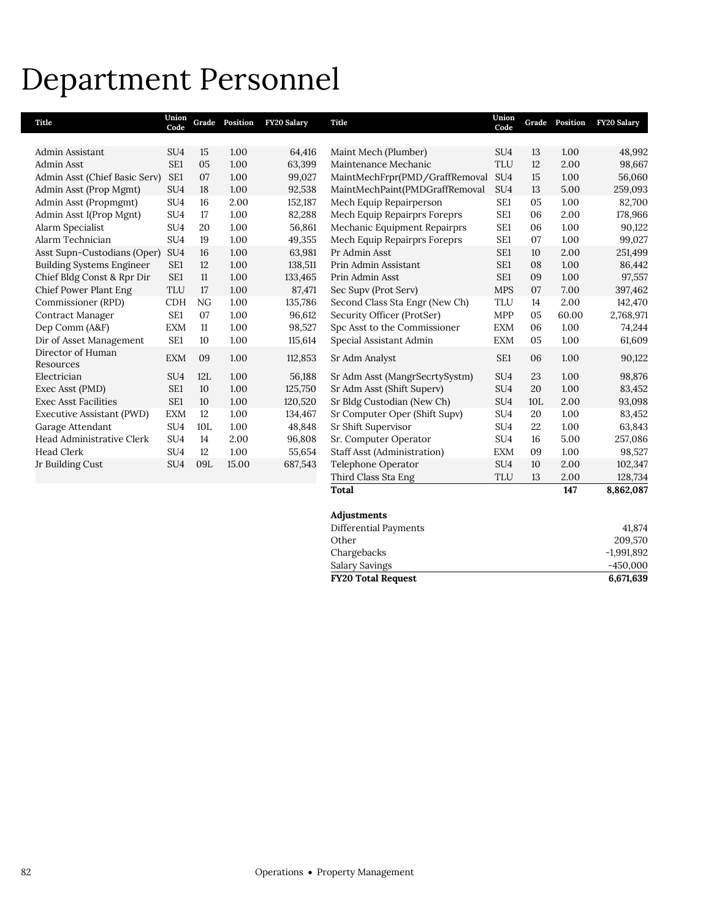# Department Personnel

| Title | Union Code | Grade | Position | FY20 Salary |
|---|---|---|---|---|
| Admin Assistant | SU4 | 15 | 1.00 | 64,416 |
| Admin Asst | SE1 | 05 | 1.00 | 63,399 |
| Admin Asst (Chief Basic Serv) | SE1 | 07 | 1.00 | 99,027 |
| Admin Asst (Prop Mgmt) | SU4 | 18 | 1.00 | 92,538 |
| Admin Asst (Propmgmt) | SU4 | 16 | 2.00 | 152,187 |
| Admin Asst I(Prop Mgnt) | SU4 | 17 | 1.00 | 82,288 |
| Alarm Specialist | SU4 | 20 | 1.00 | 56,861 |
| Alarm Technician | SU4 | 19 | 1.00 | 49,355 |
| Asst Supn-Custodians (Oper) | SU4 | 16 | 1.00 | 63,981 |
| Building Systems Engineer | SE1 | 12 | 1.00 | 138,511 |
| Chief Bldg Const & Rpr Dir | SE1 | 11 | 1.00 | 133,465 |
| Chief Power Plant Eng | TLU | 17 | 1.00 | 87,471 |
| Commissioner (RPD) | CDH | NG | 1.00 | 135,786 |
| Contract Manager | SE1 | 07 | 1.00 | 96,612 |
| Dep Comm (A&F) | EXM | 11 | 1.00 | 98,527 |
| Dir of Asset Management | SE1 | 10 | 1.00 | 115,614 |
| Director of Human Resources | EXM | 09 | 1.00 | 112,853 |
| Electrician | SU4 | 12L | 1.00 | 56,188 |
| Exec Asst (PMD) | SE1 | 10 | 1.00 | 125,750 |
| Exec Asst Facilities | SE1 | 10 | 1.00 | 120,520 |
| Executive Assistant (PWD) | EXM | 12 | 1.00 | 134,467 |
| Garage Attendant | SU4 | 10L | 1.00 | 48,848 |
| Head Administrative Clerk | SU4 | 14 | 2.00 | 96,808 |
| Head Clerk | SU4 | 12 | 1.00 | 55,654 |
| Jr Building Cust | SU4 | 09L | 15.00 | 687,543 |
| Maint Mech (Plumber) | SU4 | 13 | 1.00 | 48,992 |
| Maintenance Mechanic | TLU | 12 | 2.00 | 98,667 |
| MaintMechFrpr(PMD/GraffRemoval | SU4 | 15 | 1.00 | 56,060 |
| MaintMechPaint(PMDGraffRemoval | SU4 | 13 | 5.00 | 259,093 |
| Mech Equip Repairperson | SE1 | 05 | 1.00 | 82,700 |
| Mech Equip Repairprs Foreprs | SE1 | 06 | 2.00 | 178,966 |
| Mechanic Equipment Repairprs | SE1 | 06 | 1.00 | 90,122 |
| Mech Equip Repairprs Foreprs | SE1 | 07 | 1.00 | 99,027 |
| Pr Admin Asst | SE1 | 10 | 2.00 | 251,499 |
| Prin Admin Assistant | SE1 | 08 | 1.00 | 86,442 |
| Prin Admin Asst | SE1 | 09 | 1.00 | 97,557 |
| Sec Supv (Prot Serv) | MPS | 07 | 7.00 | 397,462 |
| Second Class Sta Engr (New Ch) | TLU | 14 | 2.00 | 142,470 |
| Security Officer (ProtSer) | MPP | 05 | 60.00 | 2,768,971 |
| Spc Asst to the Commissioner | EXM | 06 | 1.00 | 74,244 |
| Special Assistant Admin | EXM | 05 | 1.00 | 61,609 |
| Sr Adm Analyst | SE1 | 06 | 1.00 | 90,122 |
| Sr Adm Asst (MangrSecrtySystm) | SU4 | 23 | 1.00 | 98,876 |
| Sr Adm Asst (Shift Superv) | SU4 | 20 | 1.00 | 83,452 |
| Sr Bldg Custodian (New Ch) | SU4 | 10L | 2.00 | 93,098 |
| Sr Computer Oper (Shift Supv) | SU4 | 20 | 1.00 | 83,452 |
| Sr Shift Supervisor | SU4 | 22 | 1.00 | 63,843 |
| Sr. Computer Operator | SU4 | 16 | 5.00 | 257,086 |
| Staff Asst (Administration) | EXM | 09 | 1.00 | 98,527 |
| Telephone Operator | SU4 | 10 | 2.00 | 102,347 |
| Third Class Sta Eng | TLU | 13 | 2.00 | 128,734 |
| **Total** | | | **147** | **8,862,087** |

| **Adjustments** | |
|---|---|
| Differential Payments | 41,874 |
| Other | 209,570 |
| Chargebacks | -1,991,892 |
| Salary Savings | -450,000 |
| **FY20 Total Request** | **6,671,639** |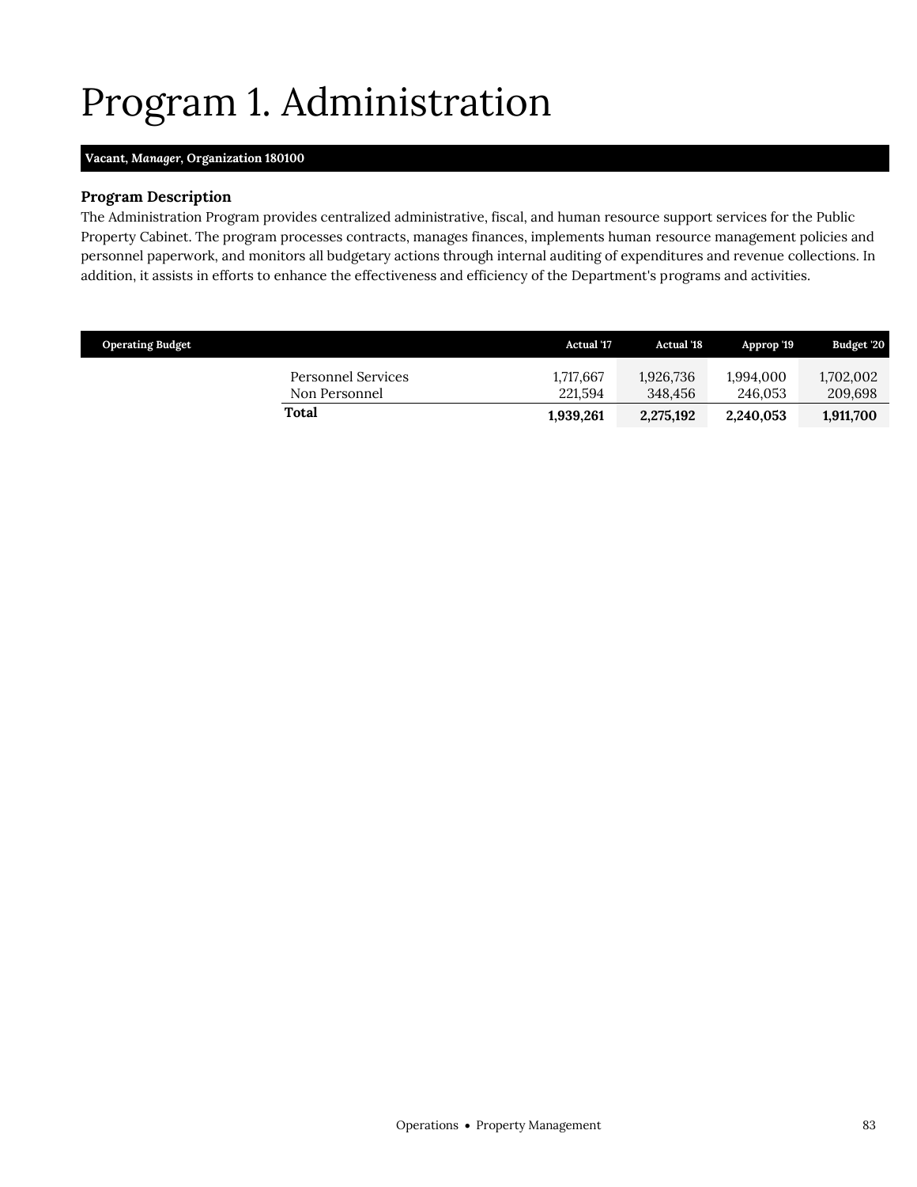# Program 1. Administration

**Vacant, *Manager*, Organization 180100**

### Program Description

The Administration Program provides centralized administrative, fiscal, and human resource support services for the Public Property Cabinet. The program processes contracts, manages finances, implements human resource management policies and personnel paperwork, and monitors all budgetary actions through internal auditing of expenditures and revenue collections. In addition, it assists in efforts to enhance the effectiveness and efficiency of the Department's programs and activities.

| Operating Budget | Actual '17 | Actual '18 | Approp '19 | Budget '20 |
|---|---|---|---|---|
| Personnel Services | 1,717,667 | 1,926,736 | 1,994,000 | 1,702,002 |
| Non Personnel | 221,594 | 348,456 | 246,053 | 209,698 |
| **Total** | **1,939,261** | **2,275,192** | **2,240,053** | **1,911,700** |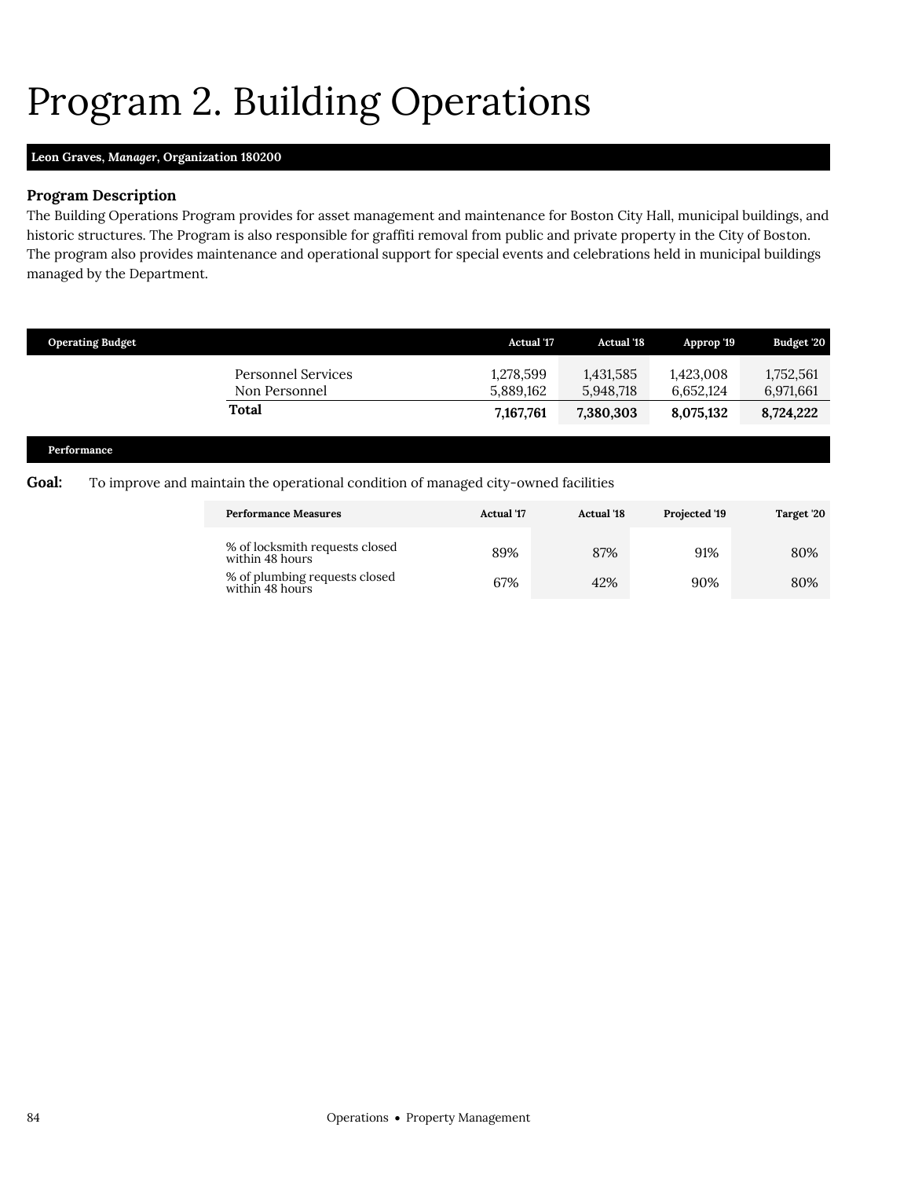# Program 2. Building Operations

**Leon Graves, *Manager*, Organization 180200**

### Program Description

The Building Operations Program provides for asset management and maintenance for Boston City Hall, municipal buildings, and historic structures. The Program is also responsible for graffiti removal from public and private property in the City of Boston. The program also provides maintenance and operational support for special events and celebrations held in municipal buildings managed by the Department.

| Operating Budget | Actual '17 | Actual '18 | Approp '19 | Budget '20 |
|---|---|---|---|---|
| Personnel Services | 1,278,599 | 1,431,585 | 1,423,008 | 1,752,561 |
| Non Personnel | 5,889,162 | 5,948,718 | 6,652,124 | 6,971,661 |
| **Total** | **7,167,761** | **7,380,303** | **8,075,132** | **8,724,222** |

**Performance**

**Goal:** To improve and maintain the operational condition of managed city-owned facilities

| Performance Measures | Actual '17 | Actual '18 | Projected '19 | Target '20 |
|---|---|---|---|---|
| % of locksmith requests closed within 48 hours | 89% | 87% | 91% | 80% |
| % of plumbing requests closed within 48 hours | 67% | 42% | 90% | 80% |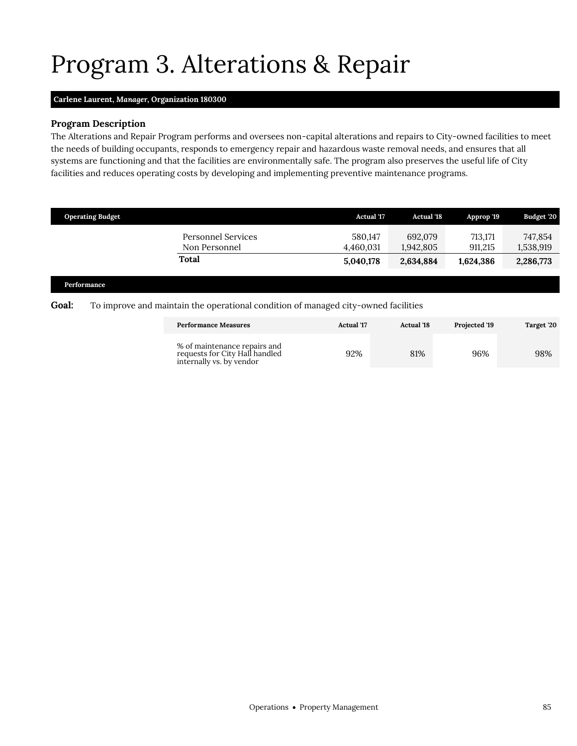# Program 3. Alterations & Repair

**Carlene Laurent, *Manager*, Organization 180300**

### Program Description

The Alterations and Repair Program performs and oversees non-capital alterations and repairs to City-owned facilities to meet the needs of building occupants, responds to emergency repair and hazardous waste removal needs, and ensures that all systems are functioning and that the facilities are environmentally safe. The program also preserves the useful life of City facilities and reduces operating costs by developing and implementing preventive maintenance programs.

| Operating Budget | Actual '17 | Actual '18 | Approp '19 | Budget '20 |
|---|---|---|---|---|
| Personnel Services | 580,147 | 692,079 | 713,171 | 747,854 |
| Non Personnel | 4,460,031 | 1,942,805 | 911,215 | 1,538,919 |
| **Total** | **5,040,178** | **2,634,884** | **1,624,386** | **2,286,773** |

**Performance**

**Goal:** To improve and maintain the operational condition of managed city-owned facilities

| Performance Measures | Actual '17 | Actual '18 | Projected '19 | Target '20 |
|---|---|---|---|---|
| % of maintenance repairs and requests for City Hall handled internally vs. by vendor | 92% | 81% | 96% | 98% |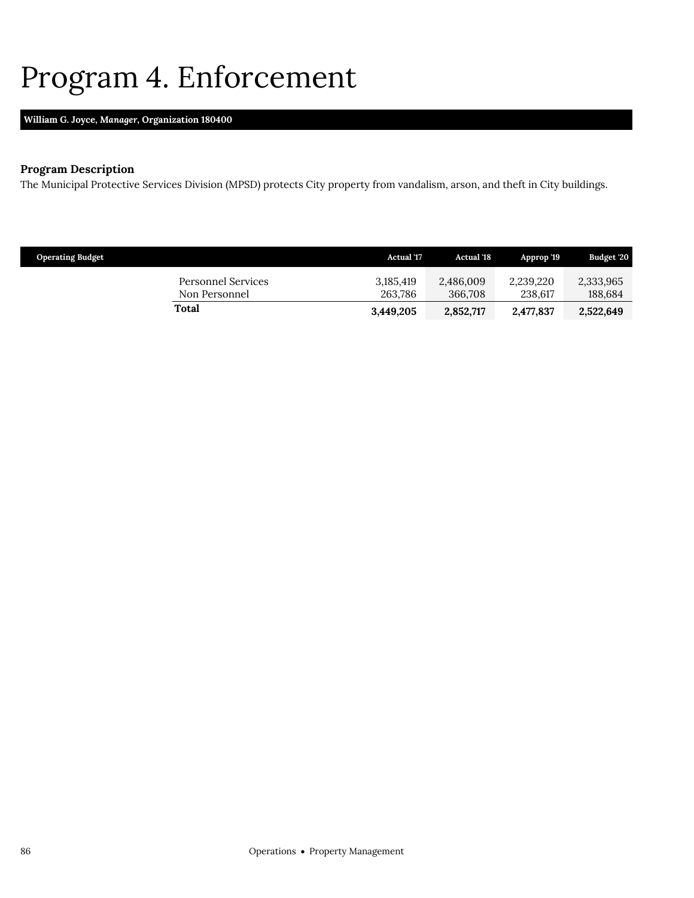# Program 4. Enforcement

**William G. Joyce, *Manager*, Organization 180400**

### Program Description

The Municipal Protective Services Division (MPSD) protects City property from vandalism, arson, and theft in City buildings.

| Operating Budget | Actual '17 | Actual '18 | Approp '19 | Budget '20 |
|---|---|---|---|---|
| Personnel Services | 3,185,419 | 2,486,009 | 2,239,220 | 2,333,965 |
| Non Personnel | 263,786 | 366,708 | 238,617 | 188,684 |
| **Total** | **3,449,205** | **2,852,717** | **2,477,837** | **2,522,649** |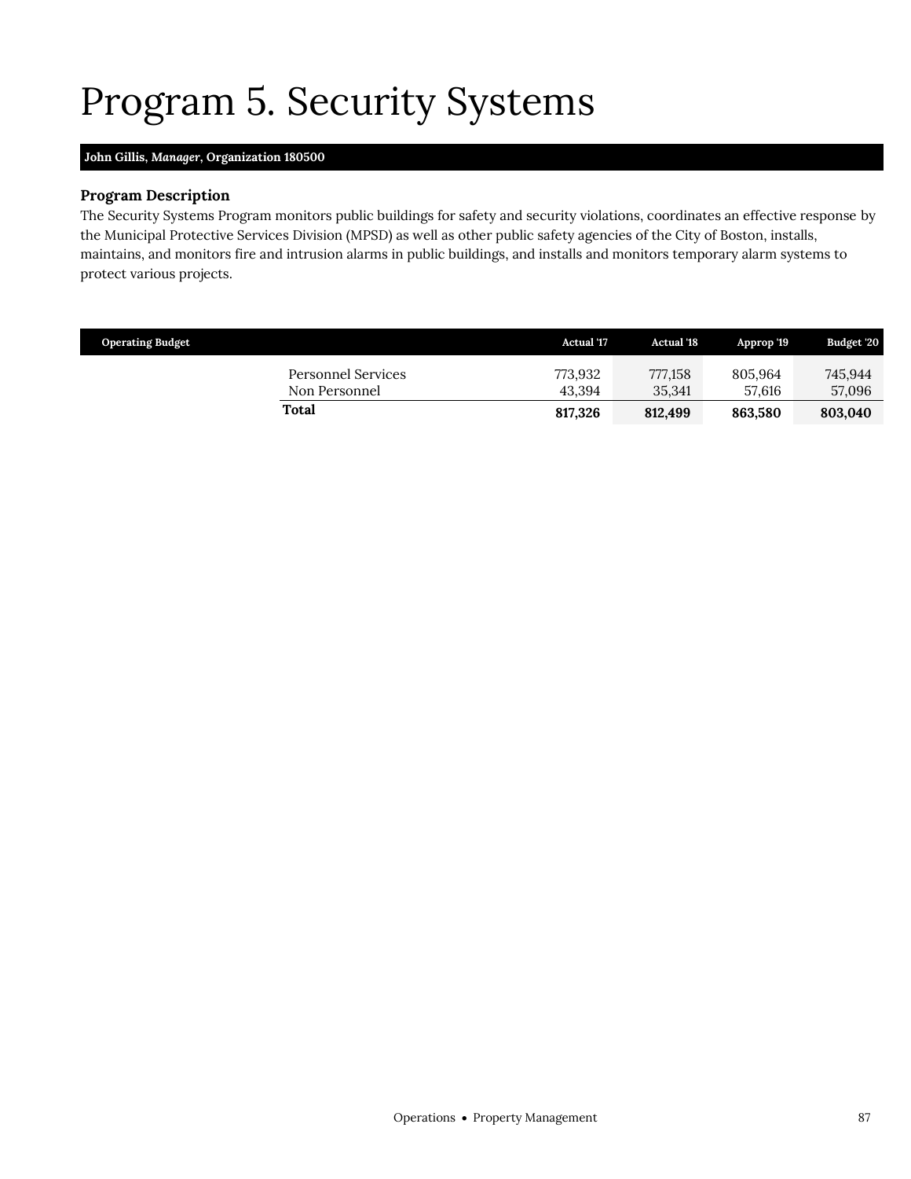# Program 5. Security Systems

**John Gillis, *Manager*, Organization 180500**

### Program Description

The Security Systems Program monitors public buildings for safety and security violations, coordinates an effective response by the Municipal Protective Services Division (MPSD) as well as other public safety agencies of the City of Boston, installs, maintains, and monitors fire and intrusion alarms in public buildings, and installs and monitors temporary alarm systems to protect various projects.

| Operating Budget | Actual '17 | Actual '18 | Approp '19 | Budget '20 |
|---|---|---|---|---|
| Personnel Services | 773,932 | 777,158 | 805,964 | 745,944 |
| Non Personnel | 43,394 | 35,341 | 57,616 | 57,096 |
| **Total** | **817,326** | **812,499** | **863,580** | **803,040** |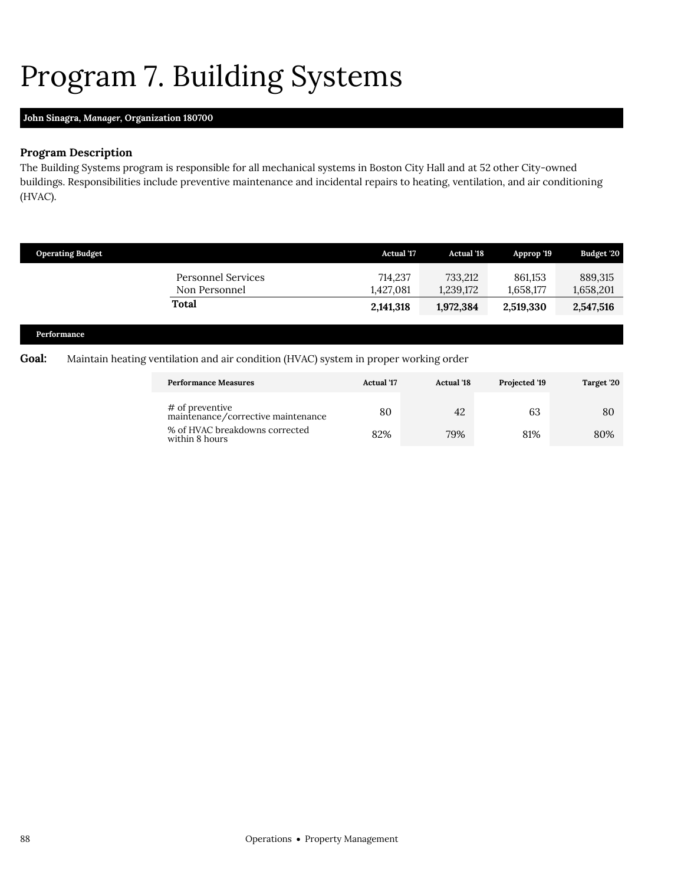# Program 7. Building Systems

**John Sinagra, *Manager*, Organization 180700**

### Program Description

The Building Systems program is responsible for all mechanical systems in Boston City Hall and at 52 other City-owned buildings. Responsibilities include preventive maintenance and incidental repairs to heating, ventilation, and air conditioning (HVAC).

| Operating Budget | Actual '17 | Actual '18 | Approp '19 | Budget '20 |
|---|---|---|---|---|
| Personnel Services | 714,237 | 733,212 | 861,153 | 889,315 |
| Non Personnel | 1,427,081 | 1,239,172 | 1,658,177 | 1,658,201 |
| **Total** | **2,141,318** | **1,972,384** | **2,519,330** | **2,547,516** |

#### Performance

**Goal:** Maintain heating ventilation and air condition (HVAC) system in proper working order

| Performance Measures | Actual '17 | Actual '18 | Projected '19 | Target '20 |
|---|---|---|---|---|
| # of preventive maintenance/corrective maintenance | 80 | 42 | 63 | 80 |
| % of HVAC breakdowns corrected within 8 hours | 82% | 79% | 81% | 80% |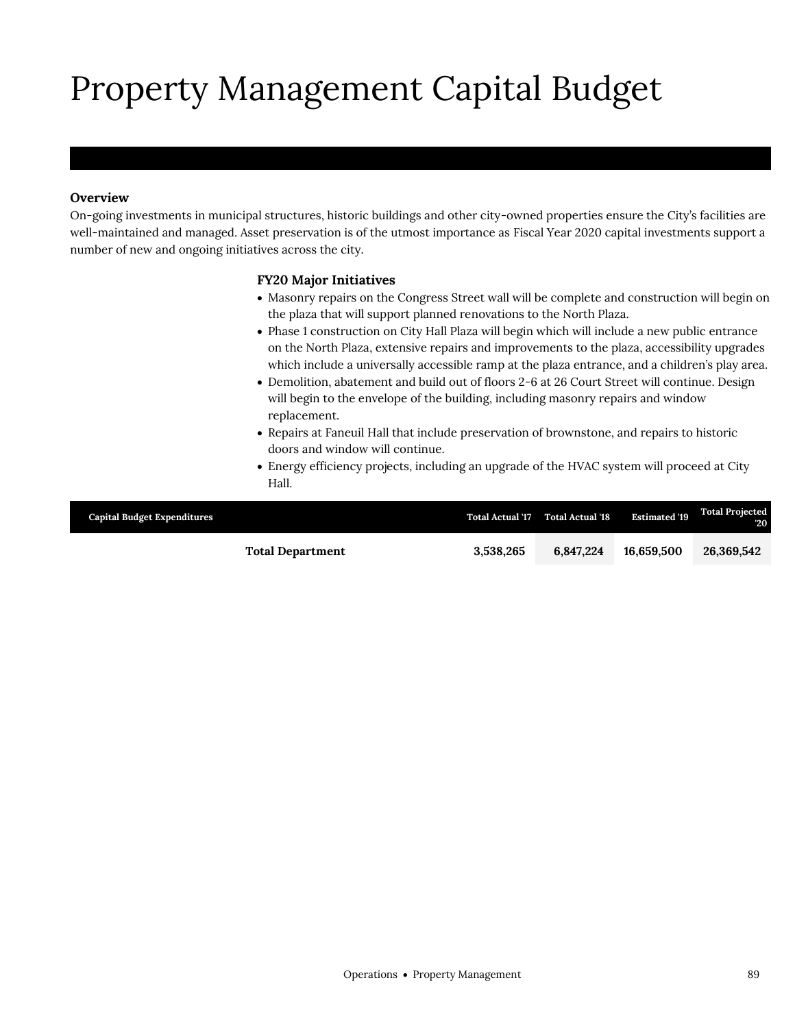# Property Management Capital Budget

**Overview**

On-going investments in municipal structures, historic buildings and other city-owned properties ensure the City's facilities are well-maintained and managed. Asset preservation is of the utmost importance as Fiscal Year 2020 capital investments support a number of new and ongoing initiatives across the city.

### FY20 Major Initiatives

- Masonry repairs on the Congress Street wall will be complete and construction will begin on the plaza that will support planned renovations to the North Plaza.
- Phase 1 construction on City Hall Plaza will begin which will include a new public entrance on the North Plaza, extensive repairs and improvements to the plaza, accessibility upgrades which include a universally accessible ramp at the plaza entrance, and a children's play area.
- Demolition, abatement and build out of floors 2-6 at 26 Court Street will continue. Design will begin to the envelope of the building, including masonry repairs and window replacement.
- Repairs at Faneuil Hall that include preservation of brownstone, and repairs to historic doors and window will continue.
- Energy efficiency projects, including an upgrade of the HVAC system will proceed at City Hall.

| Capital Budget Expenditures | Total Actual '17 | Total Actual '18 | Estimated '19 | Total Projected '20 |
|---|---|---|---|---|
| **Total Department** | **3,538,265** | **6,847,224** | **16,659,500** | **26,369,542** |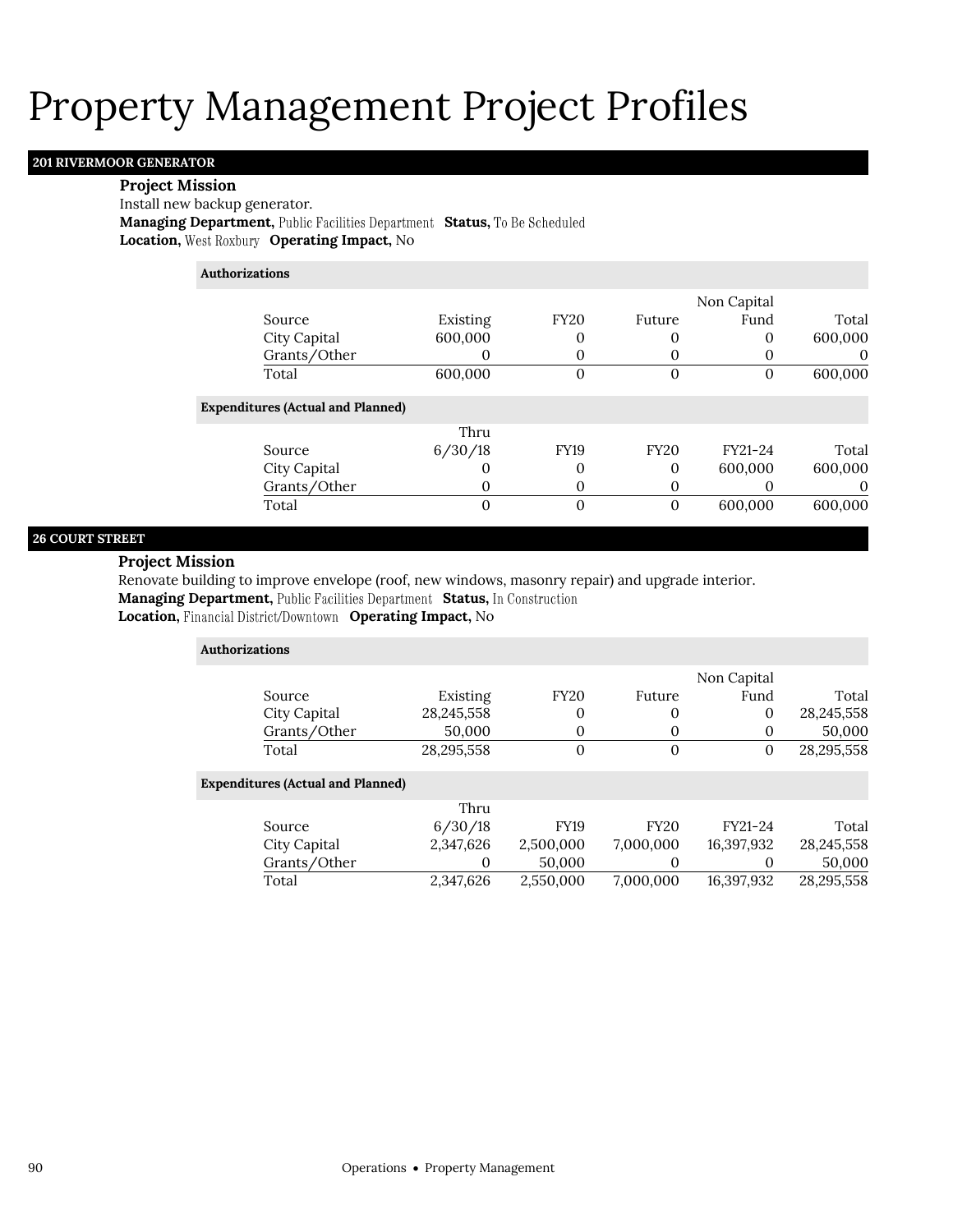# Property Management Project Profiles

## 201 RIVERMOOR GENERATOR

**Project Mission**

Install new backup generator.

**Managing Department,** Public Facilities Department **Status,** To Be Scheduled

**Location,** West Roxbury **Operating Impact,** No

**Authorizations**

| Source | Existing | FY20 | Future | Non Capital Fund | Total |
|---|---|---|---|---|---|
| City Capital | 600,000 | 0 | 0 | 0 | 600,000 |
| Grants/Other | 0 | 0 | 0 | 0 | 0 |
| Total | 600,000 | 0 | 0 | 0 | 600,000 |

**Expenditures (Actual and Planned)**

| Source | Thru 6/30/18 | FY19 | FY20 | FY21-24 | Total |
|---|---|---|---|---|---|
| City Capital | 0 | 0 | 0 | 600,000 | 600,000 |
| Grants/Other | 0 | 0 | 0 | 0 | 0 |
| Total | 0 | 0 | 0 | 600,000 | 600,000 |

## 26 COURT STREET

**Project Mission**

Renovate building to improve envelope (roof, new windows, masonry repair) and upgrade interior.

**Managing Department,** Public Facilities Department **Status,** In Construction

**Location,** Financial District/Downtown **Operating Impact,** No

**Authorizations**

| Source | Existing | FY20 | Future | Non Capital Fund | Total |
|---|---|---|---|---|---|
| City Capital | 28,245,558 | 0 | 0 | 0 | 28,245,558 |
| Grants/Other | 50,000 | 0 | 0 | 0 | 50,000 |
| Total | 28,295,558 | 0 | 0 | 0 | 28,295,558 |

**Expenditures (Actual and Planned)**

| Source | Thru 6/30/18 | FY19 | FY20 | FY21-24 | Total |
|---|---|---|---|---|---|
| City Capital | 2,347,626 | 2,500,000 | 7,000,000 | 16,397,932 | 28,245,558 |
| Grants/Other | 0 | 50,000 | 0 | 0 | 50,000 |
| Total | 2,347,626 | 2,550,000 | 7,000,000 | 16,397,932 | 28,295,558 |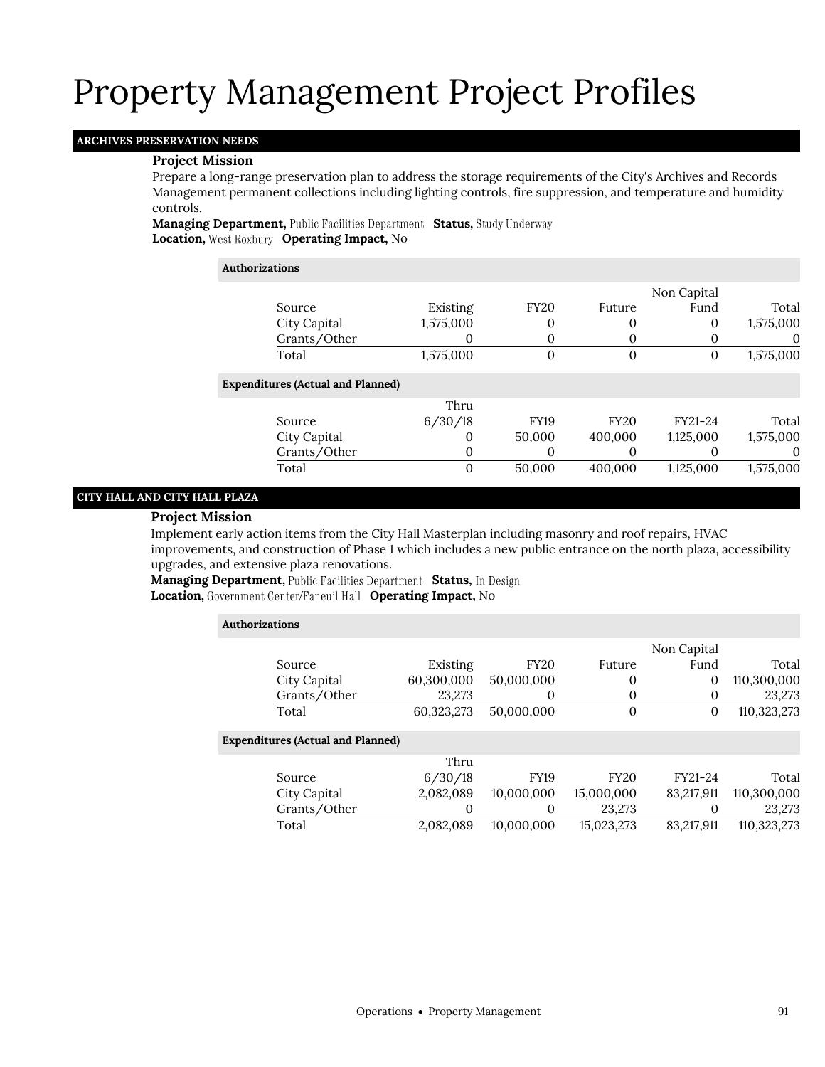# Property Management Project Profiles

## ARCHIVES PRESERVATION NEEDS

### Project Mission

Prepare a long-range preservation plan to address the storage requirements of the City's Archives and Records Management permanent collections including lighting controls, fire suppression, and temperature and humidity controls.

**Managing Department,** Public Facilities Department **Status,** Study Underway
**Location,** West Roxbury **Operating Impact,** No

**Authorizations**

| Source | Existing | FY20 | Future | Non Capital Fund | Total |
|---|---|---|---|---|---|
| City Capital | 1,575,000 | 0 | 0 | 0 | 1,575,000 |
| Grants/Other | 0 | 0 | 0 | 0 | 0 |
| Total | 1,575,000 | 0 | 0 | 0 | 1,575,000 |

**Expenditures (Actual and Planned)**

| Source | Thru 6/30/18 | FY19 | FY20 | FY21-24 | Total |
|---|---|---|---|---|---|
| City Capital | 0 | 50,000 | 400,000 | 1,125,000 | 1,575,000 |
| Grants/Other | 0 | 0 | 0 | 0 | 0 |
| Total | 0 | 50,000 | 400,000 | 1,125,000 | 1,575,000 |

## CITY HALL AND CITY HALL PLAZA

### Project Mission

Implement early action items from the City Hall Masterplan including masonry and roof repairs, HVAC improvements, and construction of Phase 1 which includes a new public entrance on the north plaza, accessibility upgrades, and extensive plaza renovations.

**Managing Department,** Public Facilities Department **Status,** In Design
**Location,** Government Center/Faneuil Hall **Operating Impact,** No

**Authorizations**

| Source | Existing | FY20 | Future | Non Capital Fund | Total |
|---|---|---|---|---|---|
| City Capital | 60,300,000 | 50,000,000 | 0 | 0 | 110,300,000 |
| Grants/Other | 23,273 | 0 | 0 | 0 | 23,273 |
| Total | 60,323,273 | 50,000,000 | 0 | 0 | 110,323,273 |

**Expenditures (Actual and Planned)**

| Source | Thru 6/30/18 | FY19 | FY20 | FY21-24 | Total |
|---|---|---|---|---|---|
| City Capital | 2,082,089 | 10,000,000 | 15,000,000 | 83,217,911 | 110,300,000 |
| Grants/Other | 0 | 0 | 23,273 | 0 | 23,273 |
| Total | 2,082,089 | 10,000,000 | 15,023,273 | 83,217,911 | 110,323,273 |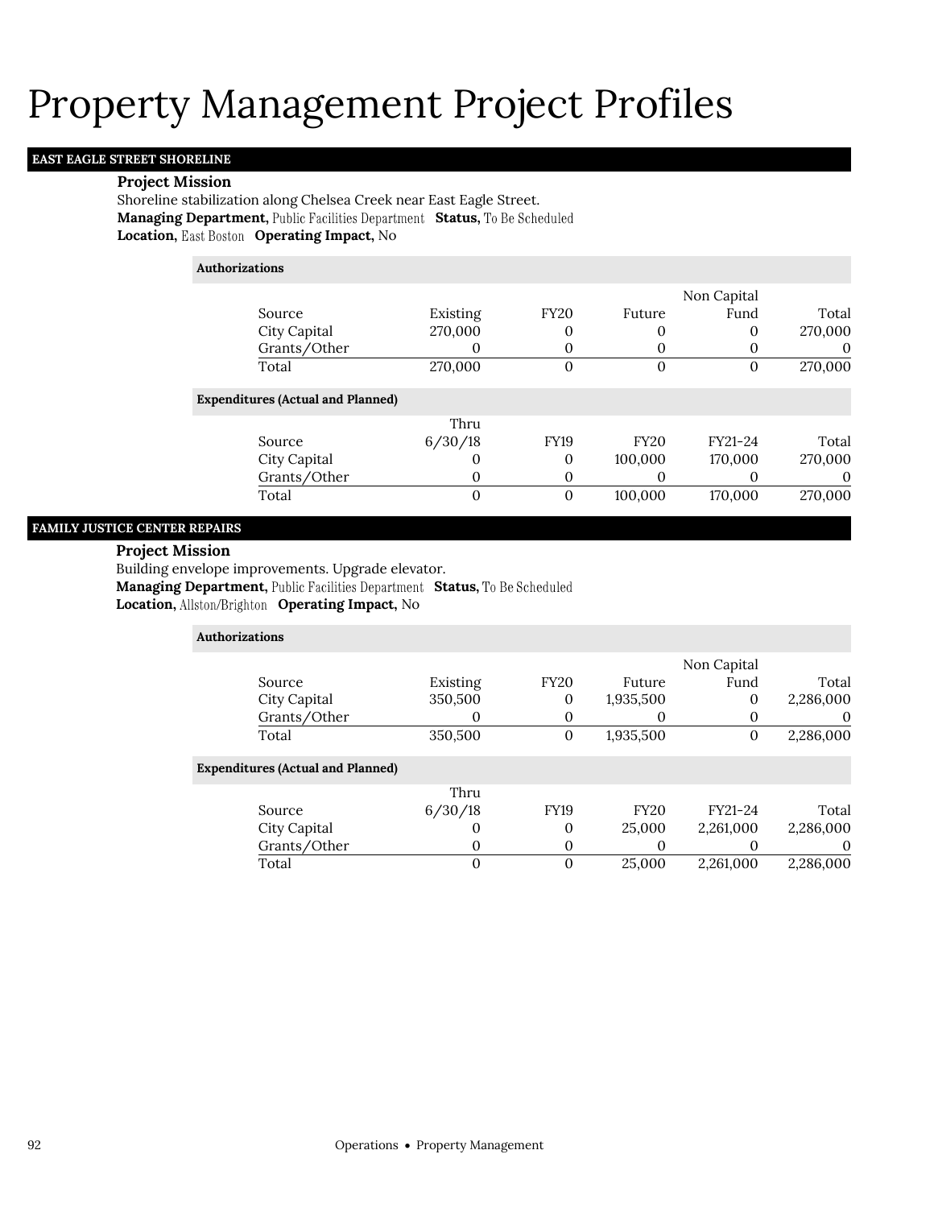# Property Management Project Profiles

## EAST EAGLE STREET SHORELINE

**Project Mission**

Shoreline stabilization along Chelsea Creek near East Eagle Street.

**Managing Department,** Public Facilities Department **Status,** To Be Scheduled

**Location,** East Boston **Operating Impact,** No

**Authorizations**

| Source | Existing | FY20 | Future | Non Capital Fund | Total |
|---|---|---|---|---|---|
| City Capital | 270,000 | 0 | 0 | 0 | 270,000 |
| Grants/Other | 0 | 0 | 0 | 0 | 0 |
| Total | 270,000 | 0 | 0 | 0 | 270,000 |

**Expenditures (Actual and Planned)**

| Source | Thru 6/30/18 | FY19 | FY20 | FY21-24 | Total |
|---|---|---|---|---|---|
| City Capital | 0 | 0 | 100,000 | 170,000 | 270,000 |
| Grants/Other | 0 | 0 | 0 | 0 | 0 |
| Total | 0 | 0 | 100,000 | 170,000 | 270,000 |

## FAMILY JUSTICE CENTER REPAIRS

**Project Mission**

Building envelope improvements. Upgrade elevator.

**Managing Department,** Public Facilities Department **Status,** To Be Scheduled

**Location,** Allston/Brighton **Operating Impact,** No

**Authorizations**

| Source | Existing | FY20 | Future | Non Capital Fund | Total |
|---|---|---|---|---|---|
| City Capital | 350,500 | 0 | 1,935,500 | 0 | 2,286,000 |
| Grants/Other | 0 | 0 | 0 | 0 | 0 |
| Total | 350,500 | 0 | 1,935,500 | 0 | 2,286,000 |

**Expenditures (Actual and Planned)**

| Source | Thru 6/30/18 | FY19 | FY20 | FY21-24 | Total |
|---|---|---|---|---|---|
| City Capital | 0 | 0 | 25,000 | 2,261,000 | 2,286,000 |
| Grants/Other | 0 | 0 | 0 | 0 | 0 |
| Total | 0 | 0 | 25,000 | 2,261,000 | 2,286,000 |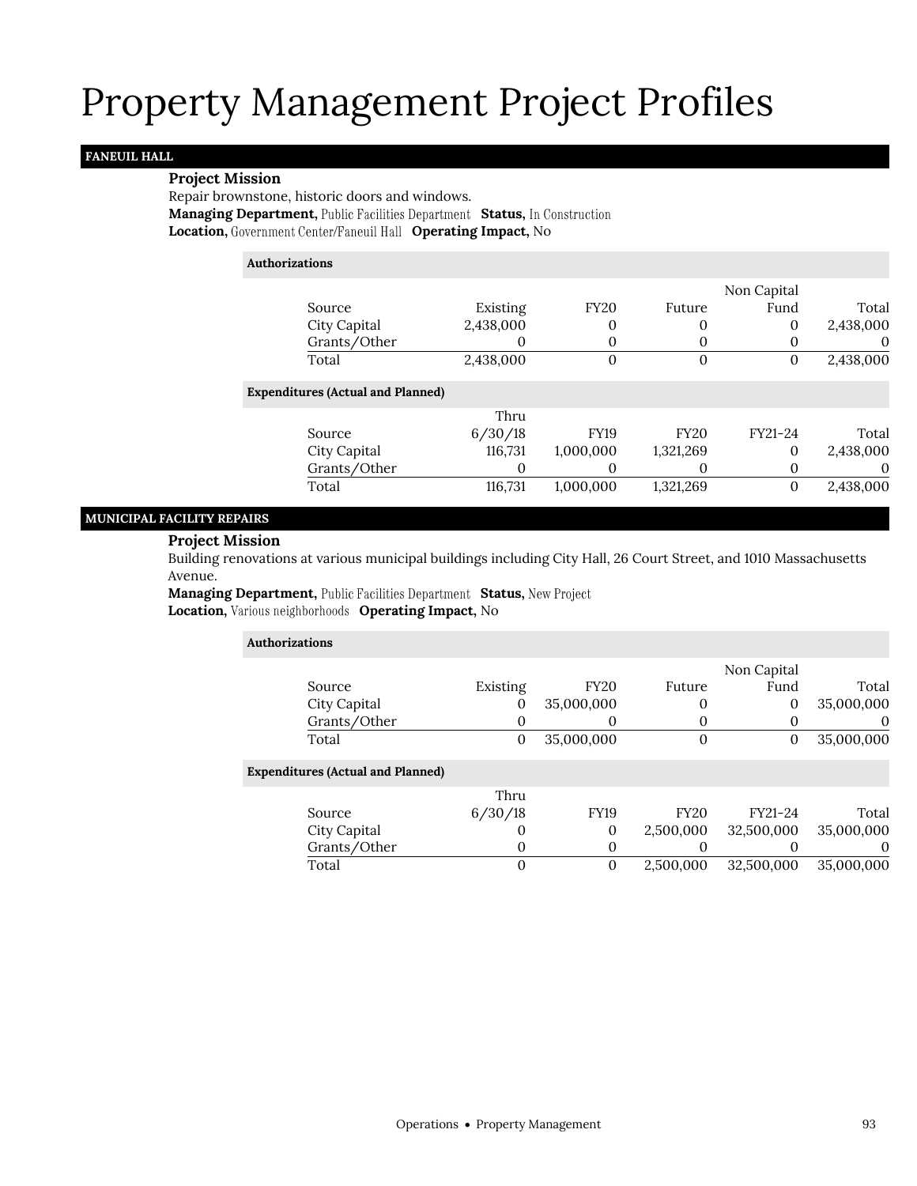# Property Management Project Profiles

## FANEUIL HALL

**Project Mission**

Repair brownstone, historic doors and windows.

**Managing Department,** Public Facilities Department **Status,** In Construction

**Location,** Government Center/Faneuil Hall **Operating Impact,** No

**Authorizations**

| Source | Existing | FY20 | Future | Non Capital Fund | Total |
|---|---|---|---|---|---|
| City Capital | 2,438,000 | 0 | 0 | 0 | 2,438,000 |
| Grants/Other | 0 | 0 | 0 | 0 | 0 |
| Total | 2,438,000 | 0 | 0 | 0 | 2,438,000 |

**Expenditures (Actual and Planned)**

| Source | Thru 6/30/18 | FY19 | FY20 | FY21-24 | Total |
|---|---|---|---|---|---|
| City Capital | 116,731 | 1,000,000 | 1,321,269 | 0 | 2,438,000 |
| Grants/Other | 0 | 0 | 0 | 0 | 0 |
| Total | 116,731 | 1,000,000 | 1,321,269 | 0 | 2,438,000 |

## MUNICIPAL FACILITY REPAIRS

**Project Mission**

Building renovations at various municipal buildings including City Hall, 26 Court Street, and 1010 Massachusetts Avenue.

**Managing Department,** Public Facilities Department **Status,** New Project

**Location,** Various neighborhoods **Operating Impact,** No

**Authorizations**

| Source | Existing | FY20 | Future | Non Capital Fund | Total |
|---|---|---|---|---|---|
| City Capital | 0 | 35,000,000 | 0 | 0 | 35,000,000 |
| Grants/Other | 0 | 0 | 0 | 0 | 0 |
| Total | 0 | 35,000,000 | 0 | 0 | 35,000,000 |

**Expenditures (Actual and Planned)**

| Source | Thru 6/30/18 | FY19 | FY20 | FY21-24 | Total |
|---|---|---|---|---|---|
| City Capital | 0 | 0 | 2,500,000 | 32,500,000 | 35,000,000 |
| Grants/Other | 0 | 0 | 0 | 0 | 0 |
| Total | 0 | 0 | 2,500,000 | 32,500,000 | 35,000,000 |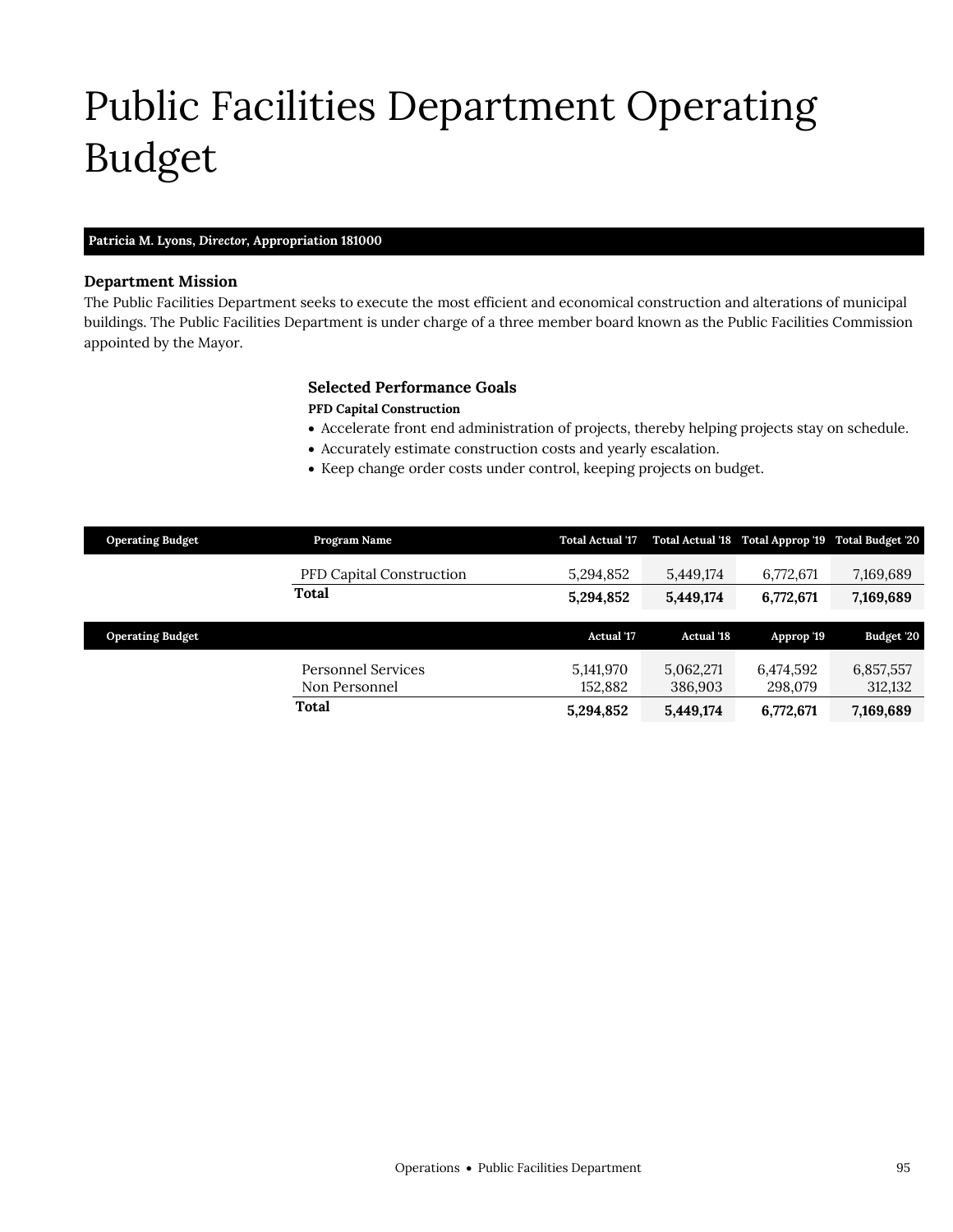# Public Facilities Department Operating Budget

**Patricia M. Lyons, *Director*, Appropriation 181000**

### Department Mission

The Public Facilities Department seeks to execute the most efficient and economical construction and alterations of municipal buildings. The Public Facilities Department is under charge of a three member board known as the Public Facilities Commission appointed by the Mayor.

### Selected Performance Goals

**PFD Capital Construction**

- Accelerate front end administration of projects, thereby helping projects stay on schedule.
- Accurately estimate construction costs and yearly escalation.
- Keep change order costs under control, keeping projects on budget.

| Operating Budget | Program Name | Total Actual '17 | Total Actual '18 | Total Approp '19 | Total Budget '20 |
|---|---|---|---|---|---|
| | PFD Capital Construction | 5,294,852 | 5,449,174 | 6,772,671 | 7,169,689 |
| | **Total** | **5,294,852** | **5,449,174** | **6,772,671** | **7,169,689** |

| Operating Budget | | Actual '17 | Actual '18 | Approp '19 | Budget '20 |
|---|---|---|---|---|---|
| | Personnel Services | 5,141,970 | 5,062,271 | 6,474,592 | 6,857,557 |
| | Non Personnel | 152,882 | 386,903 | 298,079 | 312,132 |
| | **Total** | **5,294,852** | **5,449,174** | **6,772,671** | **7,169,689** |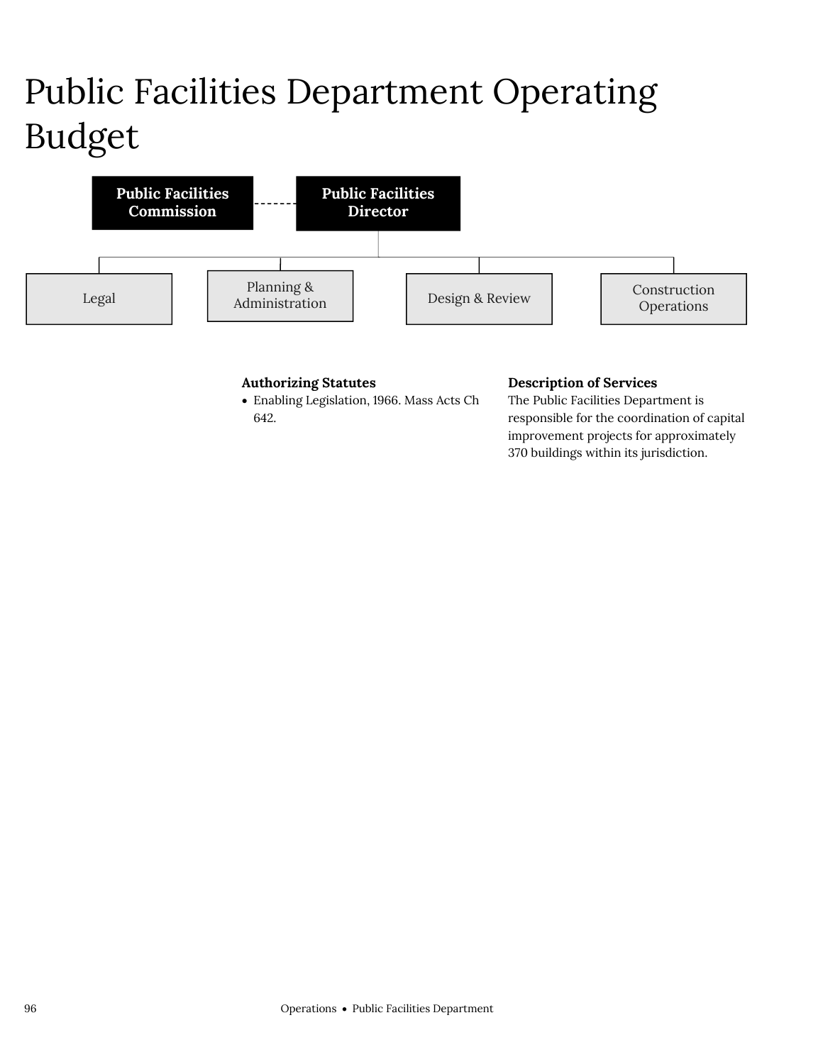# Public Facilities Department Operating Budget

Public Facilities Commission - - - Public Facilities Director

- Legal
- Planning & Administration
- Design & Review
- Construction Operations

**Authorizing Statutes**

- Enabling Legislation, 1966. Mass Acts Ch 642.

**Description of Services**

The Public Facilities Department is responsible for the coordination of capital improvement projects for approximately 370 buildings within its jurisdiction.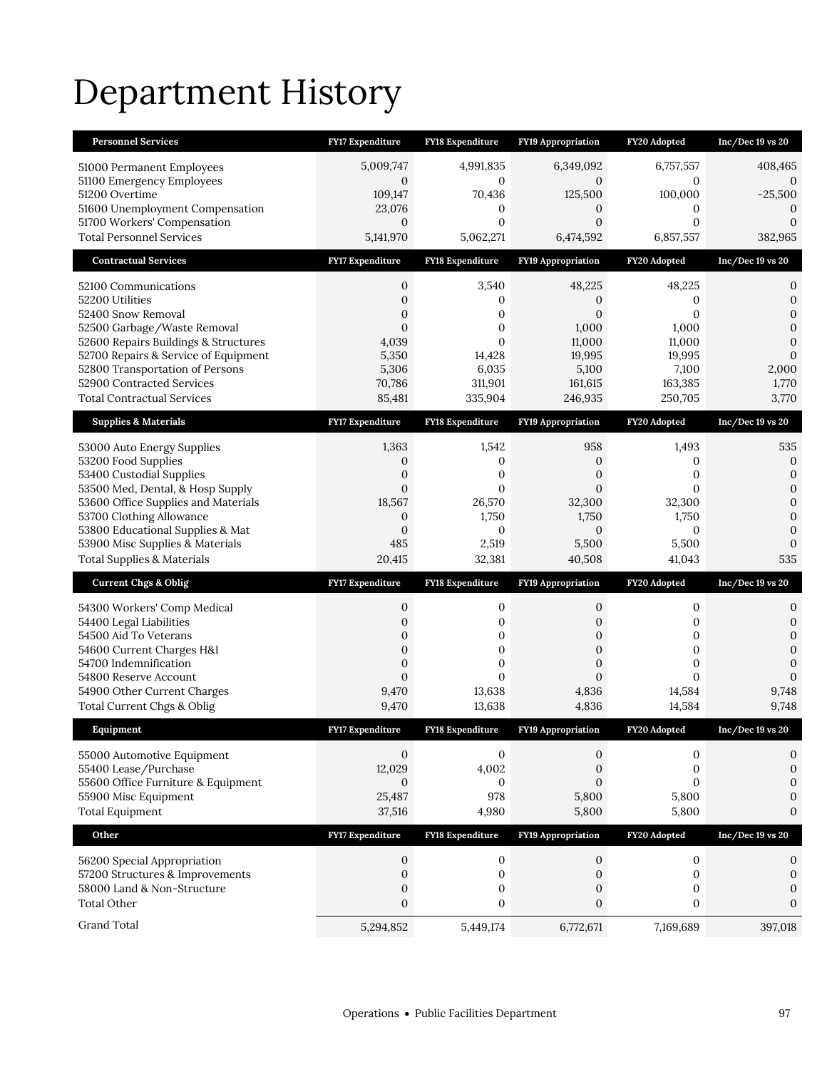# Department History

| Personnel Services | FY17 Expenditure | FY18 Expenditure | FY19 Appropriation | FY20 Adopted | Inc/Dec 19 vs 20 |
|---|---|---|---|---|---|
| 51000 Permanent Employees | 5,009,747 | 4,991,835 | 6,349,092 | 6,757,557 | 408,465 |
| 51100 Emergency Employees | 0 | 0 | 0 | 0 | 0 |
| 51200 Overtime | 109,147 | 70,436 | 125,500 | 100,000 | -25,500 |
| 51600 Unemployment Compensation | 23,076 | 0 | 0 | 0 | 0 |
| 51700 Workers' Compensation | 0 | 0 | 0 | 0 | 0 |
| Total Personnel Services | 5,141,970 | 5,062,271 | 6,474,592 | 6,857,557 | 382,965 |
| **Contractual Services** | **FY17 Expenditure** | **FY18 Expenditure** | **FY19 Appropriation** | **FY20 Adopted** | **Inc/Dec 19 vs 20** |
| 52100 Communications | 0 | 3,540 | 48,225 | 48,225 | 0 |
| 52200 Utilities | 0 | 0 | 0 | 0 | 0 |
| 52400 Snow Removal | 0 | 0 | 0 | 0 | 0 |
| 52500 Garbage/Waste Removal | 0 | 0 | 1,000 | 1,000 | 0 |
| 52600 Repairs Buildings & Structures | 4,039 | 0 | 11,000 | 11,000 | 0 |
| 52700 Repairs & Service of Equipment | 5,350 | 14,428 | 19,995 | 19,995 | 0 |
| 52800 Transportation of Persons | 5,306 | 6,035 | 5,100 | 7,100 | 2,000 |
| 52900 Contracted Services | 70,786 | 311,901 | 161,615 | 163,385 | 1,770 |
| Total Contractual Services | 85,481 | 335,904 | 246,935 | 250,705 | 3,770 |
| **Supplies & Materials** | **FY17 Expenditure** | **FY18 Expenditure** | **FY19 Appropriation** | **FY20 Adopted** | **Inc/Dec 19 vs 20** |
| 53000 Auto Energy Supplies | 1,363 | 1,542 | 958 | 1,493 | 535 |
| 53200 Food Supplies | 0 | 0 | 0 | 0 | 0 |
| 53400 Custodial Supplies | 0 | 0 | 0 | 0 | 0 |
| 53500 Med, Dental, & Hosp Supply | 0 | 0 | 0 | 0 | 0 |
| 53600 Office Supplies and Materials | 18,567 | 26,570 | 32,300 | 32,300 | 0 |
| 53700 Clothing Allowance | 0 | 1,750 | 1,750 | 1,750 | 0 |
| 53800 Educational Supplies & Mat | 0 | 0 | 0 | 0 | 0 |
| 53900 Misc Supplies & Materials | 485 | 2,519 | 5,500 | 5,500 | 0 |
| Total Supplies & Materials | 20,415 | 32,381 | 40,508 | 41,043 | 535 |
| **Current Chgs & Oblig** | **FY17 Expenditure** | **FY18 Expenditure** | **FY19 Appropriation** | **FY20 Adopted** | **Inc/Dec 19 vs 20** |
| 54300 Workers' Comp Medical | 0 | 0 | 0 | 0 | 0 |
| 54400 Legal Liabilities | 0 | 0 | 0 | 0 | 0 |
| 54500 Aid To Veterans | 0 | 0 | 0 | 0 | 0 |
| 54600 Current Charges H&I | 0 | 0 | 0 | 0 | 0 |
| 54700 Indemnification | 0 | 0 | 0 | 0 | 0 |
| 54800 Reserve Account | 0 | 0 | 0 | 0 | 0 |
| 54900 Other Current Charges | 9,470 | 13,638 | 4,836 | 14,584 | 9,748 |
| Total Current Chgs & Oblig | 9,470 | 13,638 | 4,836 | 14,584 | 9,748 |
| **Equipment** | **FY17 Expenditure** | **FY18 Expenditure** | **FY19 Appropriation** | **FY20 Adopted** | **Inc/Dec 19 vs 20** |
| 55000 Automotive Equipment | 0 | 0 | 0 | 0 | 0 |
| 55400 Lease/Purchase | 12,029 | 4,002 | 0 | 0 | 0 |
| 55600 Office Furniture & Equipment | 0 | 0 | 0 | 0 | 0 |
| 55900 Misc Equipment | 25,487 | 978 | 5,800 | 5,800 | 0 |
| Total Equipment | 37,516 | 4,980 | 5,800 | 5,800 | 0 |
| **Other** | **FY17 Expenditure** | **FY18 Expenditure** | **FY19 Appropriation** | **FY20 Adopted** | **Inc/Dec 19 vs 20** |
| 56200 Special Appropriation | 0 | 0 | 0 | 0 | 0 |
| 57200 Structures & Improvements | 0 | 0 | 0 | 0 | 0 |
| 58000 Land & Non-Structure | 0 | 0 | 0 | 0 | 0 |
| Total Other | 0 | 0 | 0 | 0 | 0 |
| Grand Total | 5,294,852 | 5,449,174 | 6,772,671 | 7,169,689 | 397,018 |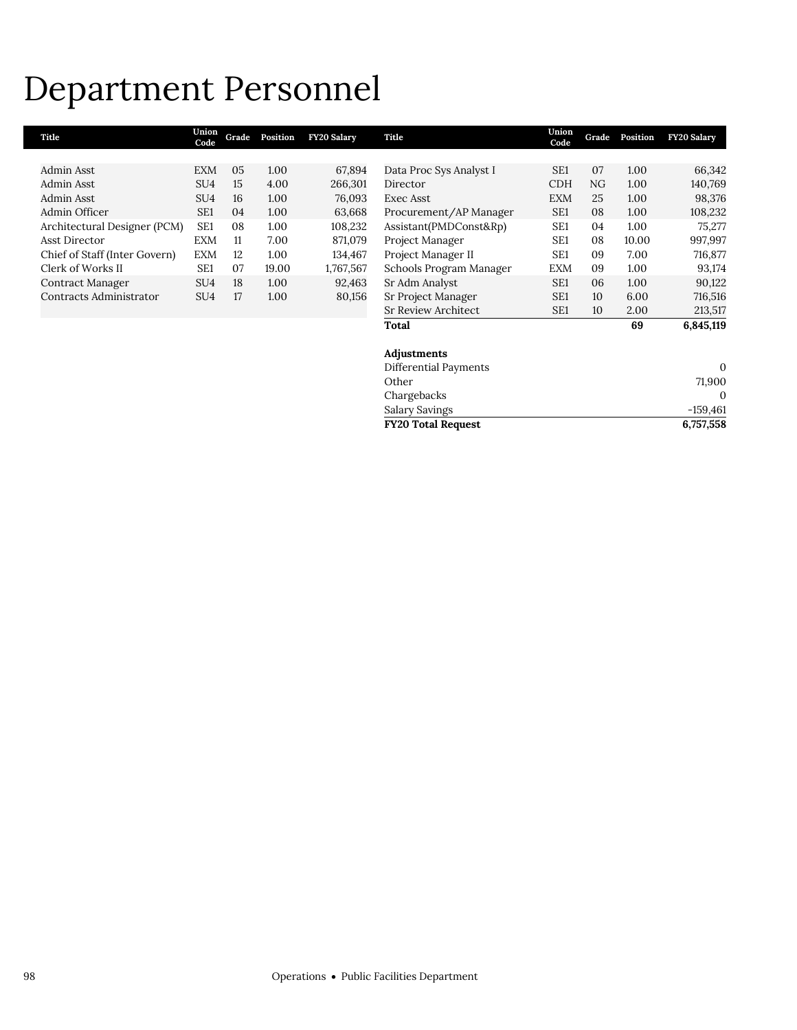# Department Personnel

| Title | Union Code | Grade | Position | FY20 Salary |
|---|---|---|---|---|
| Admin Asst | EXM | 05 | 1.00 | 67,894 |
| Admin Asst | SU4 | 15 | 4.00 | 266,301 |
| Admin Asst | SU4 | 16 | 1.00 | 76,093 |
| Admin Officer | SE1 | 04 | 1.00 | 63,668 |
| Architectural Designer (PCM) | SE1 | 08 | 1.00 | 108,232 |
| Asst Director | EXM | 11 | 7.00 | 871,079 |
| Chief of Staff (Inter Govern) | EXM | 12 | 1.00 | 134,467 |
| Clerk of Works II | SE1 | 07 | 19.00 | 1,767,567 |
| Contract Manager | SU4 | 18 | 1.00 | 92,463 |
| Contracts Administrator | SU4 | 17 | 1.00 | 80,156 |
| Data Proc Sys Analyst I | SE1 | 07 | 1.00 | 66,342 |
| Director | CDH | NG | 1.00 | 140,769 |
| Exec Asst | EXM | 25 | 1.00 | 98,376 |
| Procurement/AP Manager | SE1 | 08 | 1.00 | 108,232 |
| Assistant(PMDConst&Rp) | SE1 | 04 | 1.00 | 75,277 |
| Project Manager | SE1 | 08 | 10.00 | 997,997 |
| Project Manager II | SE1 | 09 | 7.00 | 716,877 |
| Schools Program Manager | EXM | 09 | 1.00 | 93,174 |
| Sr Adm Analyst | SE1 | 06 | 1.00 | 90,122 |
| Sr Project Manager | SE1 | 10 | 6.00 | 716,516 |
| Sr Review Architect | SE1 | 10 | 2.00 | 213,517 |
| **Total** | | | **69** | **6,845,119** |

| **Adjustments** | |
|---|---|
| Differential Payments | 0 |
| Other | 71,900 |
| Chargebacks | 0 |
| Salary Savings | -159,461 |
| **FY20 Total Request** | **6,757,558** |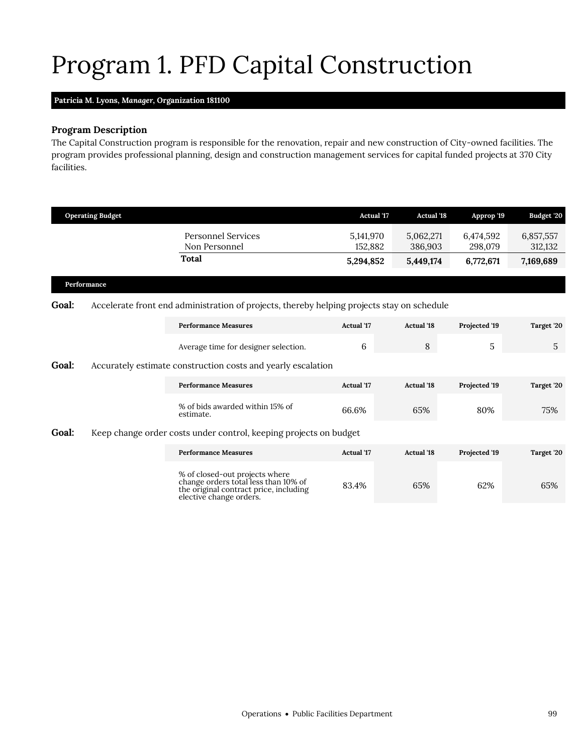# Program 1. PFD Capital Construction

**Patricia M. Lyons, *Manager*, Organization 181100**

### Program Description

The Capital Construction program is responsible for the renovation, repair and new construction of City-owned facilities. The program provides professional planning, design and construction management services for capital funded projects at 370 City facilities.

| Operating Budget | Actual '17 | Actual '18 | Approp '19 | Budget '20 |
|---|---|---|---|---|
| Personnel Services | 5,141,970 | 5,062,271 | 6,474,592 | 6,857,557 |
| Non Personnel | 152,882 | 386,903 | 298,079 | 312,132 |
| **Total** | **5,294,852** | **5,449,174** | **6,772,671** | **7,169,689** |

**Performance**

**Goal:** Accelerate front end administration of projects, thereby helping projects stay on schedule

| Performance Measures | Actual '17 | Actual '18 | Projected '19 | Target '20 |
|---|---|---|---|---|
| Average time for designer selection. | 6 | 8 | 5 | 5 |

**Goal:** Accurately estimate construction costs and yearly escalation

| Performance Measures | Actual '17 | Actual '18 | Projected '19 | Target '20 |
|---|---|---|---|---|
| % of bids awarded within 15% of estimate. | 66.6% | 65% | 80% | 75% |

**Goal:** Keep change order costs under control, keeping projects on budget

| Performance Measures | Actual '17 | Actual '18 | Projected '19 | Target '20 |
|---|---|---|---|---|
| % of closed-out projects where change orders total less than 10% of the original contract price, including elective change orders. | 83.4% | 65% | 62% | 65% |